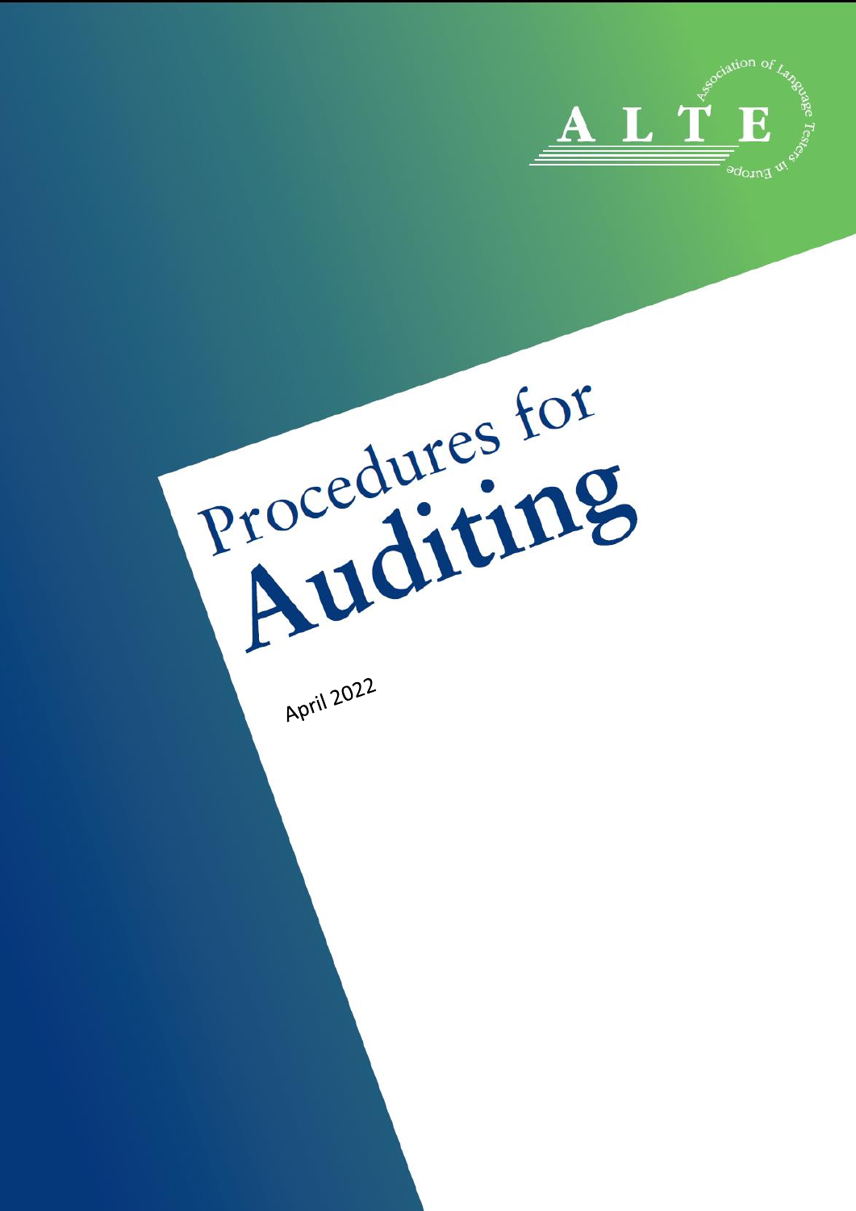ALTE

Association of Language Testers in Europe

# Procedures for Auditing

April 2022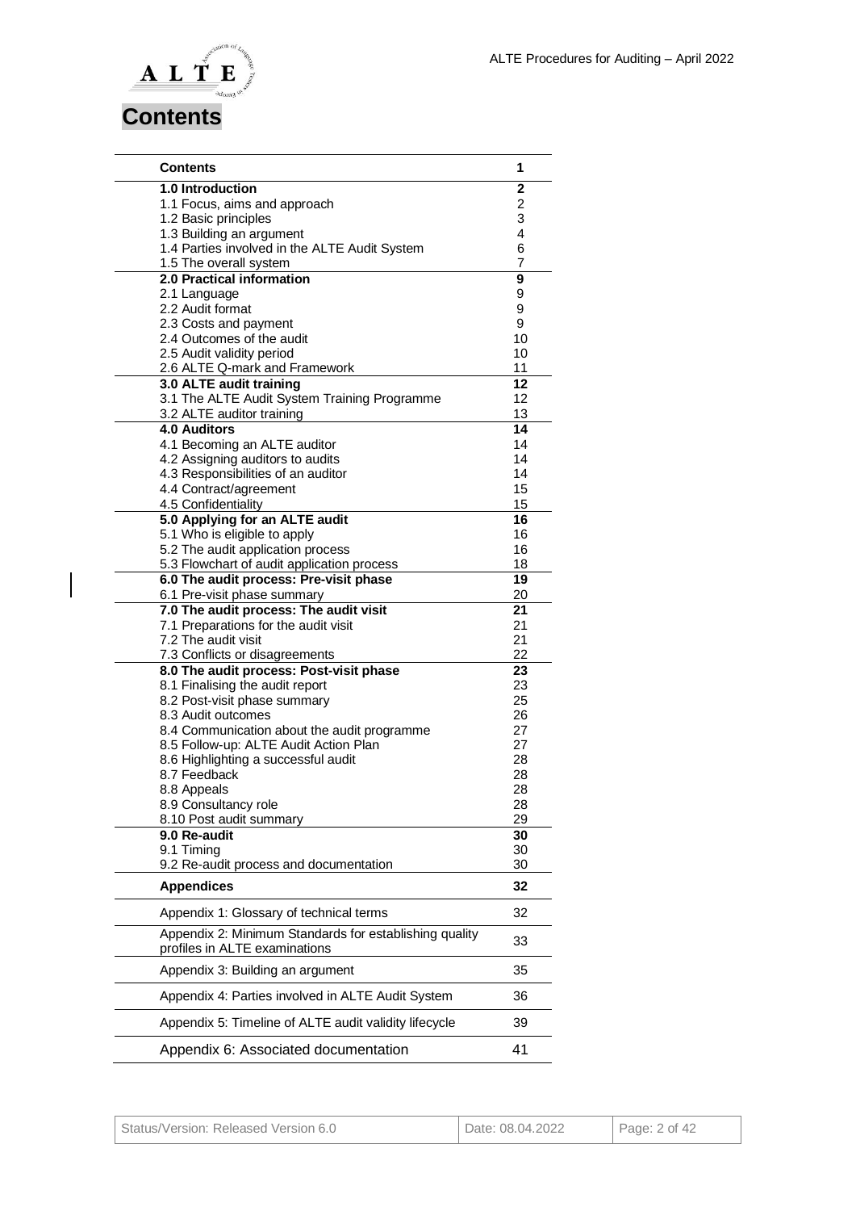# Contents

| Contents | 1 |
|---|---|
| **1.0 Introduction** | **2** |
| 1.1 Focus, aims and approach | 2 |
| 1.2 Basic principles | 3 |
| 1.3 Building an argument | 4 |
| 1.4 Parties involved in the ALTE Audit System | 6 |
| 1.5 The overall system | 7 |
| **2.0 Practical information** | **9** |
| 2.1 Language | 9 |
| 2.2 Audit format | 9 |
| 2.3 Costs and payment | 9 |
| 2.4 Outcomes of the audit | 10 |
| 2.5 Audit validity period | 10 |
| 2.6 ALTE Q-mark and Framework | 11 |
| **3.0 ALTE audit training** | **12** |
| 3.1 The ALTE Audit System Training Programme | 12 |
| 3.2 ALTE auditor training | 13 |
| **4.0 Auditors** | **14** |
| 4.1 Becoming an ALTE auditor | 14 |
| 4.2 Assigning auditors to audits | 14 |
| 4.3 Responsibilities of an auditor | 14 |
| 4.4 Contract/agreement | 15 |
| 4.5 Confidentiality | 15 |
| **5.0 Applying for an ALTE audit** | **16** |
| 5.1 Who is eligible to apply | 16 |
| 5.2 The audit application process | 16 |
| 5.3 Flowchart of audit application process | 18 |
| **6.0 The audit process: Pre-visit phase** | **19** |
| 6.1 Pre-visit phase summary | 20 |
| **7.0 The audit process: The audit visit** | **21** |
| 7.1 Preparations for the audit visit | 21 |
| 7.2 The audit visit | 21 |
| 7.3 Conflicts or disagreements | 22 |
| **8.0 The audit process: Post-visit phase** | **23** |
| 8.1 Finalising the audit report | 23 |
| 8.2 Post-visit phase summary | 25 |
| 8.3 Audit outcomes | 26 |
| 8.4 Communication about the audit programme | 27 |
| 8.5 Follow-up: ALTE Audit Action Plan | 27 |
| 8.6 Highlighting a successful audit | 28 |
| 8.7 Feedback | 28 |
| 8.8 Appeals | 28 |
| 8.9 Consultancy role | 28 |
| 8.10 Post audit summary | 29 |
| **9.0 Re-audit** | **30** |
| 9.1 Timing | 30 |
| 9.2 Re-audit process and documentation | 30 |
| **Appendices** | **32** |
| Appendix 1: Glossary of technical terms | 32 |
| Appendix 2: Minimum Standards for establishing quality profiles in ALTE examinations | 33 |
| Appendix 3: Building an argument | 35 |
| Appendix 4: Parties involved in ALTE Audit System | 36 |
| Appendix 5: Timeline of ALTE audit validity lifecycle | 39 |
| Appendix 6: Associated documentation | 41 |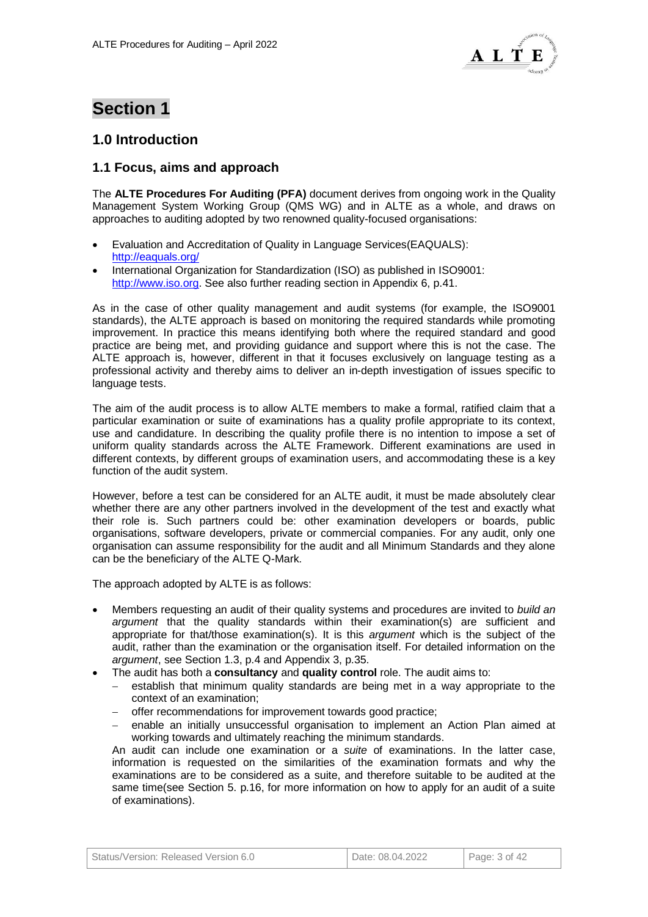# Section 1

## 1.0 Introduction

### 1.1 Focus, aims and approach

The **ALTE Procedures For Auditing (PFA)** document derives from ongoing work in the Quality Management System Working Group (QMS WG) and in ALTE as a whole, and draws on approaches to auditing adopted by two renowned quality-focused organisations:

- Evaluation and Accreditation of Quality in Language Services(EAQUALS): http://eaquals.org/
- International Organization for Standardization (ISO) as published in ISO9001: http://www.iso.org. See also further reading section in Appendix 6, p.41.

As in the case of other quality management and audit systems (for example, the ISO9001 standards), the ALTE approach is based on monitoring the required standards while promoting improvement. In practice this means identifying both where the required standard and good practice are being met, and providing guidance and support where this is not the case. The ALTE approach is, however, different in that it focuses exclusively on language testing as a professional activity and thereby aims to deliver an in-depth investigation of issues specific to language tests.

The aim of the audit process is to allow ALTE members to make a formal, ratified claim that a particular examination or suite of examinations has a quality profile appropriate to its context, use and candidature. In describing the quality profile there is no intention to impose a set of uniform quality standards across the ALTE Framework. Different examinations are used in different contexts, by different groups of examination users, and accommodating these is a key function of the audit system.

However, before a test can be considered for an ALTE audit, it must be made absolutely clear whether there are any other partners involved in the development of the test and exactly what their role is. Such partners could be: other examination developers or boards, public organisations, software developers, private or commercial companies. For any audit, only one organisation can assume responsibility for the audit and all Minimum Standards and they alone can be the beneficiary of the ALTE Q-Mark.

The approach adopted by ALTE is as follows:

- Members requesting an audit of their quality systems and procedures are invited to *build an argument* that the quality standards within their examination(s) are sufficient and appropriate for that/those examination(s). It is this *argument* which is the subject of the audit, rather than the examination or the organisation itself. For detailed information on the *argument*, see Section 1.3, p.4 and Appendix 3, p.35.
- The audit has both a **consultancy** and **quality control** role. The audit aims to:
  - establish that minimum quality standards are being met in a way appropriate to the context of an examination;
  - offer recommendations for improvement towards good practice;
  - enable an initially unsuccessful organisation to implement an Action Plan aimed at working towards and ultimately reaching the minimum standards.

  An audit can include one examination or a *suite* of examinations. In the latter case, information is requested on the similarities of the examination formats and why the examinations are to be considered as a suite, and therefore suitable to be audited at the same time(see Section 5. p.16, for more information on how to apply for an audit of a suite of examinations).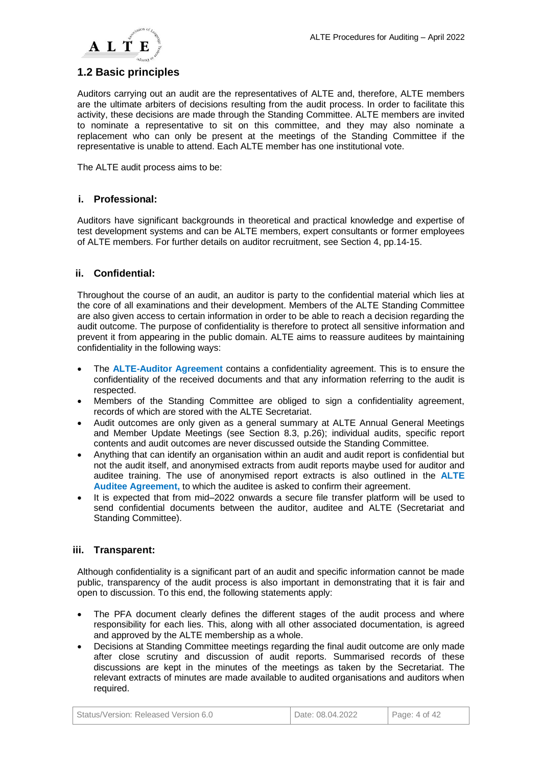## 1.2 Basic principles

Auditors carrying out an audit are the representatives of ALTE and, therefore, ALTE members are the ultimate arbiters of decisions resulting from the audit process. In order to facilitate this activity, these decisions are made through the Standing Committee. ALTE members are invited to nominate a representative to sit on this committee, and they may also nominate a replacement who can only be present at the meetings of the Standing Committee if the representative is unable to attend. Each ALTE member has one institutional vote.

The ALTE audit process aims to be:

### i. Professional:

Auditors have significant backgrounds in theoretical and practical knowledge and expertise of test development systems and can be ALTE members, expert consultants or former employees of ALTE members. For further details on auditor recruitment, see Section 4, pp.14-15.

### ii. Confidential:

Throughout the course of an audit, an auditor is party to the confidential material which lies at the core of all examinations and their development. Members of the ALTE Standing Committee are also given access to certain information in order to be able to reach a decision regarding the audit outcome. The purpose of confidentiality is therefore to protect all sensitive information and prevent it from appearing in the public domain. ALTE aims to reassure auditees by maintaining confidentiality in the following ways:

- The **ALTE-Auditor Agreement** contains a confidentiality agreement. This is to ensure the confidentiality of the received documents and that any information referring to the audit is respected.
- Members of the Standing Committee are obliged to sign a confidentiality agreement, records of which are stored with the ALTE Secretariat.
- Audit outcomes are only given as a general summary at ALTE Annual General Meetings and Member Update Meetings (see Section 8.3, p.26); individual audits, specific report contents and audit outcomes are never discussed outside the Standing Committee.
- Anything that can identify an organisation within an audit and audit report is confidential but not the audit itself, and anonymised extracts from audit reports maybe used for auditor and auditee training. The use of anonymised report extracts is also outlined in the **ALTE Auditee Agreement,** to which the auditee is asked to confirm their agreement.
- It is expected that from mid–2022 onwards a secure file transfer platform will be used to send confidential documents between the auditor, auditee and ALTE (Secretariat and Standing Committee).

### iii. Transparent:

Although confidentiality is a significant part of an audit and specific information cannot be made public, transparency of the audit process is also important in demonstrating that it is fair and open to discussion. To this end, the following statements apply:

- The PFA document clearly defines the different stages of the audit process and where responsibility for each lies. This, along with all other associated documentation, is agreed and approved by the ALTE membership as a whole.
- Decisions at Standing Committee meetings regarding the final audit outcome are only made after close scrutiny and discussion of audit reports. Summarised records of these discussions are kept in the minutes of the meetings as taken by the Secretariat. The relevant extracts of minutes are made available to audited organisations and auditors when required.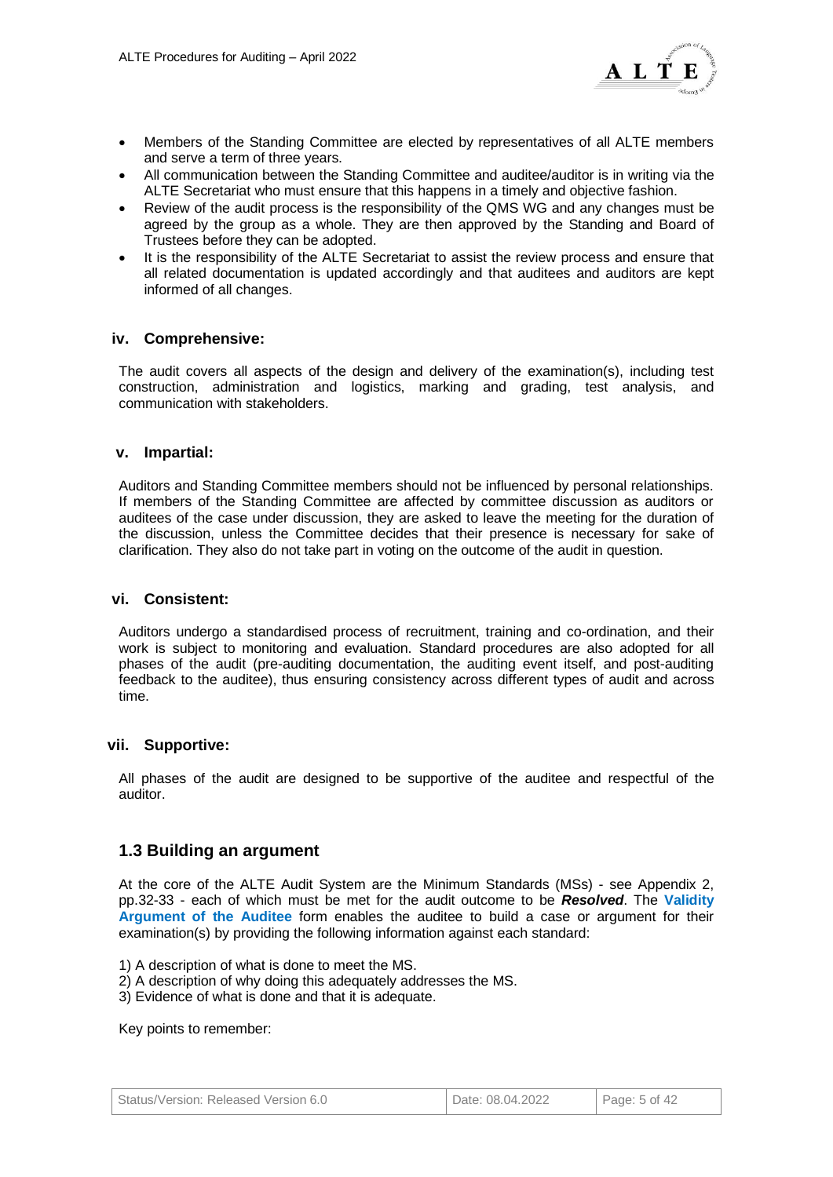- Members of the Standing Committee are elected by representatives of all ALTE members and serve a term of three years.
- All communication between the Standing Committee and auditee/auditor is in writing via the ALTE Secretariat who must ensure that this happens in a timely and objective fashion.
- Review of the audit process is the responsibility of the QMS WG and any changes must be agreed by the group as a whole. They are then approved by the Standing and Board of Trustees before they can be adopted.
- It is the responsibility of the ALTE Secretariat to assist the review process and ensure that all related documentation is updated accordingly and that auditees and auditors are kept informed of all changes.

### iv. Comprehensive:

The audit covers all aspects of the design and delivery of the examination(s), including test construction, administration and logistics, marking and grading, test analysis, and communication with stakeholders.

### v. Impartial:

Auditors and Standing Committee members should not be influenced by personal relationships. If members of the Standing Committee are affected by committee discussion as auditors or auditees of the case under discussion, they are asked to leave the meeting for the duration of the discussion, unless the Committee decides that their presence is necessary for sake of clarification. They also do not take part in voting on the outcome of the audit in question.

### vi. Consistent:

Auditors undergo a standardised process of recruitment, training and co-ordination, and their work is subject to monitoring and evaluation. Standard procedures are also adopted for all phases of the audit (pre-auditing documentation, the auditing event itself, and post-auditing feedback to the auditee), thus ensuring consistency across different types of audit and across time.

### vii. Supportive:

All phases of the audit are designed to be supportive of the auditee and respectful of the auditor.

## 1.3 Building an argument

At the core of the ALTE Audit System are the Minimum Standards (MSs) - see Appendix 2, pp.32-33 - each of which must be met for the audit outcome to be ***Resolved***. The **Validity Argument of the Auditee** form enables the auditee to build a case or argument for their examination(s) by providing the following information against each standard:

1) A description of what is done to meet the MS.
2) A description of why doing this adequately addresses the MS.
3) Evidence of what is done and that it is adequate.

Key points to remember: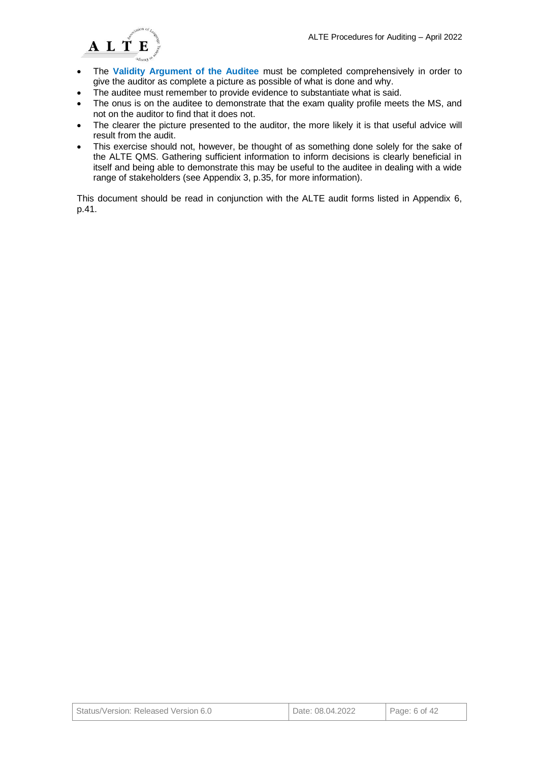- The **Validity Argument of the Auditee** must be completed comprehensively in order to give the auditor as complete a picture as possible of what is done and why.
- The auditee must remember to provide evidence to substantiate what is said.
- The onus is on the auditee to demonstrate that the exam quality profile meets the MS, and not on the auditor to find that it does not.
- The clearer the picture presented to the auditor, the more likely it is that useful advice will result from the audit.
- This exercise should not, however, be thought of as something done solely for the sake of the ALTE QMS. Gathering sufficient information to inform decisions is clearly beneficial in itself and being able to demonstrate this may be useful to the auditee in dealing with a wide range of stakeholders (see Appendix 3, p.35, for more information).

This document should be read in conjunction with the ALTE audit forms listed in Appendix 6, p.41.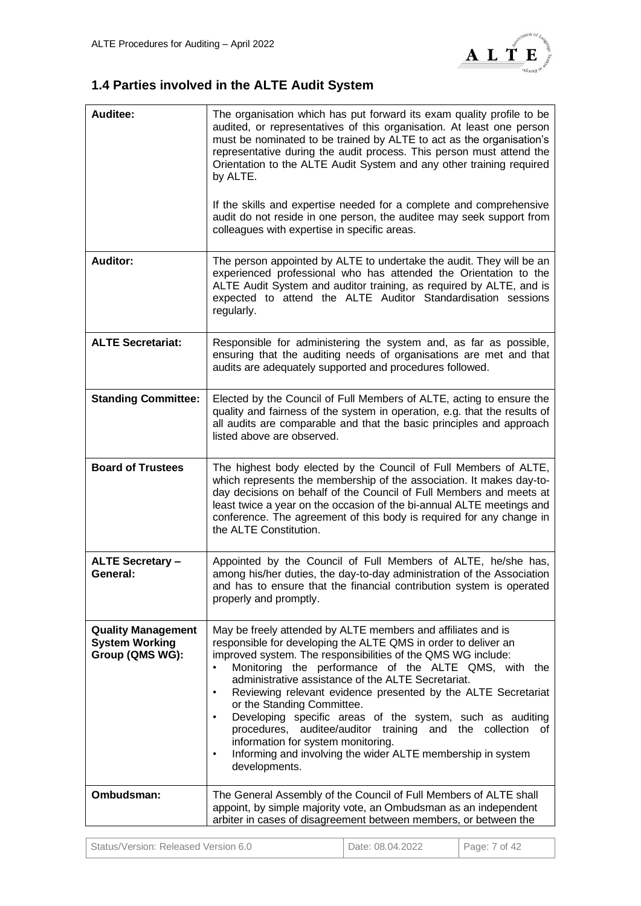## 1.4 Parties involved in the ALTE Audit System

| | |
|---|---|
| **Auditee:** | The organisation which has put forward its exam quality profile to be audited, or representatives of this organisation. At least one person must be nominated to be trained by ALTE to act as the organisation's representative during the audit process. This person must attend the Orientation to the ALTE Audit System and any other training required by ALTE.<br><br>If the skills and expertise needed for a complete and comprehensive audit do not reside in one person, the auditee may seek support from colleagues with expertise in specific areas. |
| **Auditor:** | The person appointed by ALTE to undertake the audit. They will be an experienced professional who has attended the Orientation to the ALTE Audit System and auditor training, as required by ALTE, and is expected to attend the ALTE Auditor Standardisation sessions regularly. |
| **ALTE Secretariat:** | Responsible for administering the system and, as far as possible, ensuring that the auditing needs of organisations are met and that audits are adequately supported and procedures followed. |
| **Standing Committee:** | Elected by the Council of Full Members of ALTE, acting to ensure the quality and fairness of the system in operation, e.g. that the results of all audits are comparable and that the basic principles and approach listed above are observed. |
| **Board of Trustees** | The highest body elected by the Council of Full Members of ALTE, which represents the membership of the association. It makes day-to-day decisions on behalf of the Council of Full Members and meets at least twice a year on the occasion of the bi-annual ALTE meetings and conference. The agreement of this body is required for any change in the ALTE Constitution. |
| **ALTE Secretary – General:** | Appointed by the Council of Full Members of ALTE, he/she has, among his/her duties, the day-to-day administration of the Association and has to ensure that the financial contribution system is operated properly and promptly. |
| **Quality Management System Working Group (QMS WG):** | May be freely attended by ALTE members and affiliates and is responsible for developing the ALTE QMS in order to deliver an improved system. The responsibilities of the QMS WG include:<br>• Monitoring the performance of the ALTE QMS, with the administrative assistance of the ALTE Secretariat.<br>• Reviewing relevant evidence presented by the ALTE Secretariat or the Standing Committee.<br>• Developing specific areas of the system, such as auditing procedures, auditee/auditor training and the collection of information for system monitoring.<br>• Informing and involving the wider ALTE membership in system developments. |
| **Ombudsman:** | The General Assembly of the Council of Full Members of ALTE shall appoint, by simple majority vote, an Ombudsman as an independent arbiter in cases of disagreement between members, or between the |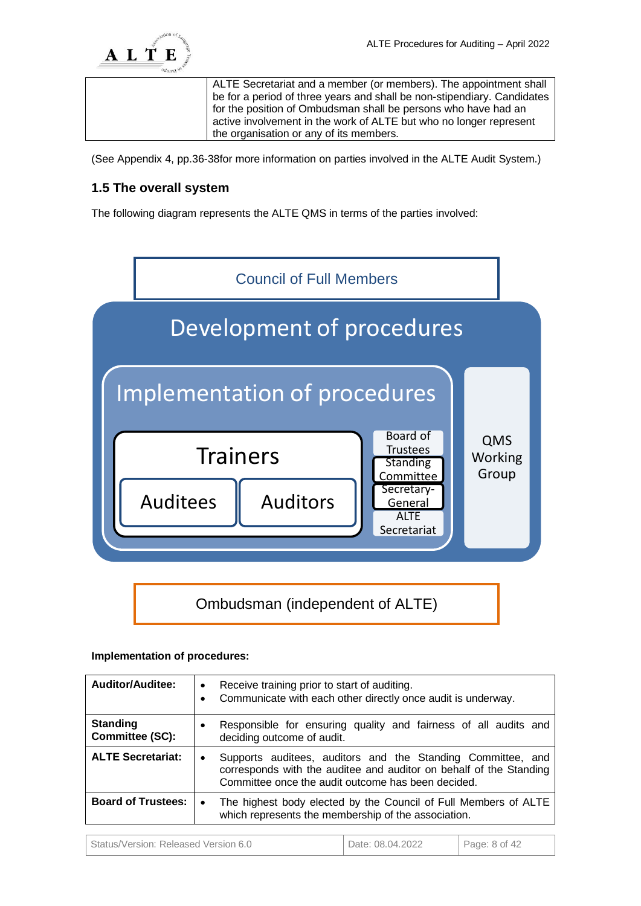| | ALTE Secretariat and a member (or members). The appointment shall be for a period of three years and shall be non-stipendiary. Candidates for the position of Ombudsman shall be persons who have had an active involvement in the work of ALTE but who no longer represent the organisation or any of its members. |
|---|---|

(See Appendix 4, pp.36-38for more information on parties involved in the ALTE Audit System.)

## 1.5 The overall system

The following diagram represents the ALTE QMS in terms of the parties involved:

Council of Full Members

Development of procedures

Implementation of procedures

Trainers

Auditees

Auditors

Board of Trustees

Standing Committee

Secretary-General

ALTE Secretariat

QMS Working Group

Ombudsman (independent of ALTE)

**Implementation of procedures:**

| | |
|---|---|
| **Auditor/Auditee:** | • Receive training prior to start of auditing.<br>• Communicate with each other directly once audit is underway. |
| **Standing Committee (SC):** | • Responsible for ensuring quality and fairness of all audits and deciding outcome of audit. |
| **ALTE Secretariat:** | • Supports auditees, auditors and the Standing Committee, and corresponds with the auditee and auditor on behalf of the Standing Committee once the audit outcome has been decided. |
| **Board of Trustees:** | • The highest body elected by the Council of Full Members of ALTE which represents the membership of the association. |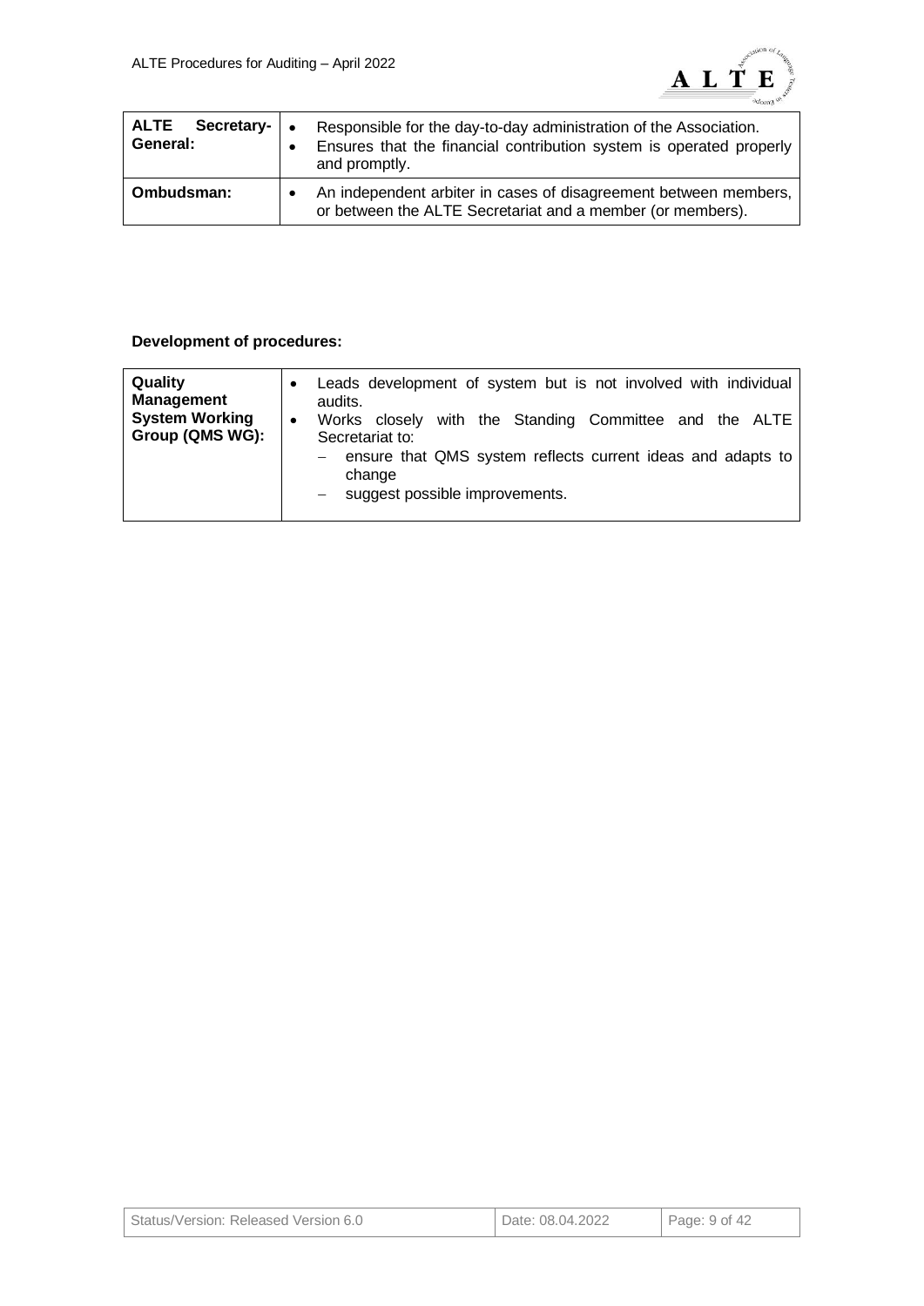| | |
|---|---|
| **ALTE Secretary-General:** | • Responsible for the day-to-day administration of the Association.<br>• Ensures that the financial contribution system is operated properly and promptly. |
| **Ombudsman:** | • An independent arbiter in cases of disagreement between members, or between the ALTE Secretariat and a member (or members). |

**Development of procedures:**

| | |
|---|---|
| **Quality Management System Working Group (QMS WG):** | • Leads development of system but is not involved with individual audits.<br>• Works closely with the Standing Committee and the ALTE Secretariat to:<br>– ensure that QMS system reflects current ideas and adapts to change<br>– suggest possible improvements. |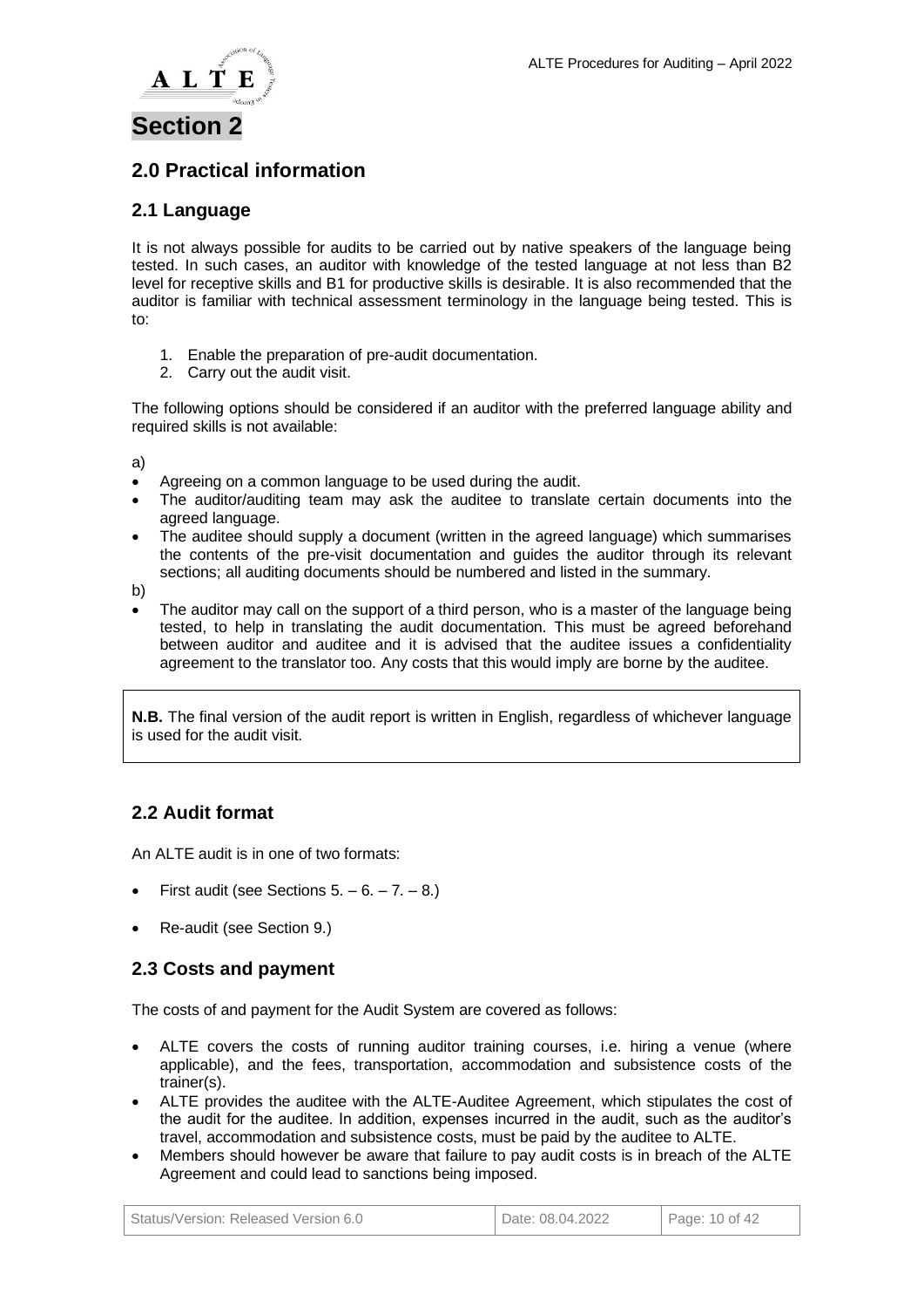# Section 2

## 2.0 Practical information

### 2.1 Language

It is not always possible for audits to be carried out by native speakers of the language being tested. In such cases, an auditor with knowledge of the tested language at not less than B2 level for receptive skills and B1 for productive skills is desirable. It is also recommended that the auditor is familiar with technical assessment terminology in the language being tested. This is to:

1. Enable the preparation of pre-audit documentation.
2. Carry out the audit visit.

The following options should be considered if an auditor with the preferred language ability and required skills is not available:

a)

- Agreeing on a common language to be used during the audit.
- The auditor/auditing team may ask the auditee to translate certain documents into the agreed language.
- The auditee should supply a document (written in the agreed language) which summarises the contents of the pre-visit documentation and guides the auditor through its relevant sections; all auditing documents should be numbered and listed in the summary.

b)

- The auditor may call on the support of a third person, who is a master of the language being tested, to help in translating the audit documentation. This must be agreed beforehand between auditor and auditee and it is advised that the auditee issues a confidentiality agreement to the translator too. Any costs that this would imply are borne by the auditee.

**N.B.** The final version of the audit report is written in English, regardless of whichever language is used for the audit visit.

### 2.2 Audit format

An ALTE audit is in one of two formats:

- First audit (see Sections 5. – 6. – 7. – 8.)
- Re-audit (see Section 9.)

### 2.3 Costs and payment

The costs of and payment for the Audit System are covered as follows:

- ALTE covers the costs of running auditor training courses, i.e. hiring a venue (where applicable), and the fees, transportation, accommodation and subsistence costs of the trainer(s).
- ALTE provides the auditee with the ALTE-Auditee Agreement, which stipulates the cost of the audit for the auditee. In addition, expenses incurred in the audit, such as the auditor's travel, accommodation and subsistence costs, must be paid by the auditee to ALTE.
- Members should however be aware that failure to pay audit costs is in breach of the ALTE Agreement and could lead to sanctions being imposed.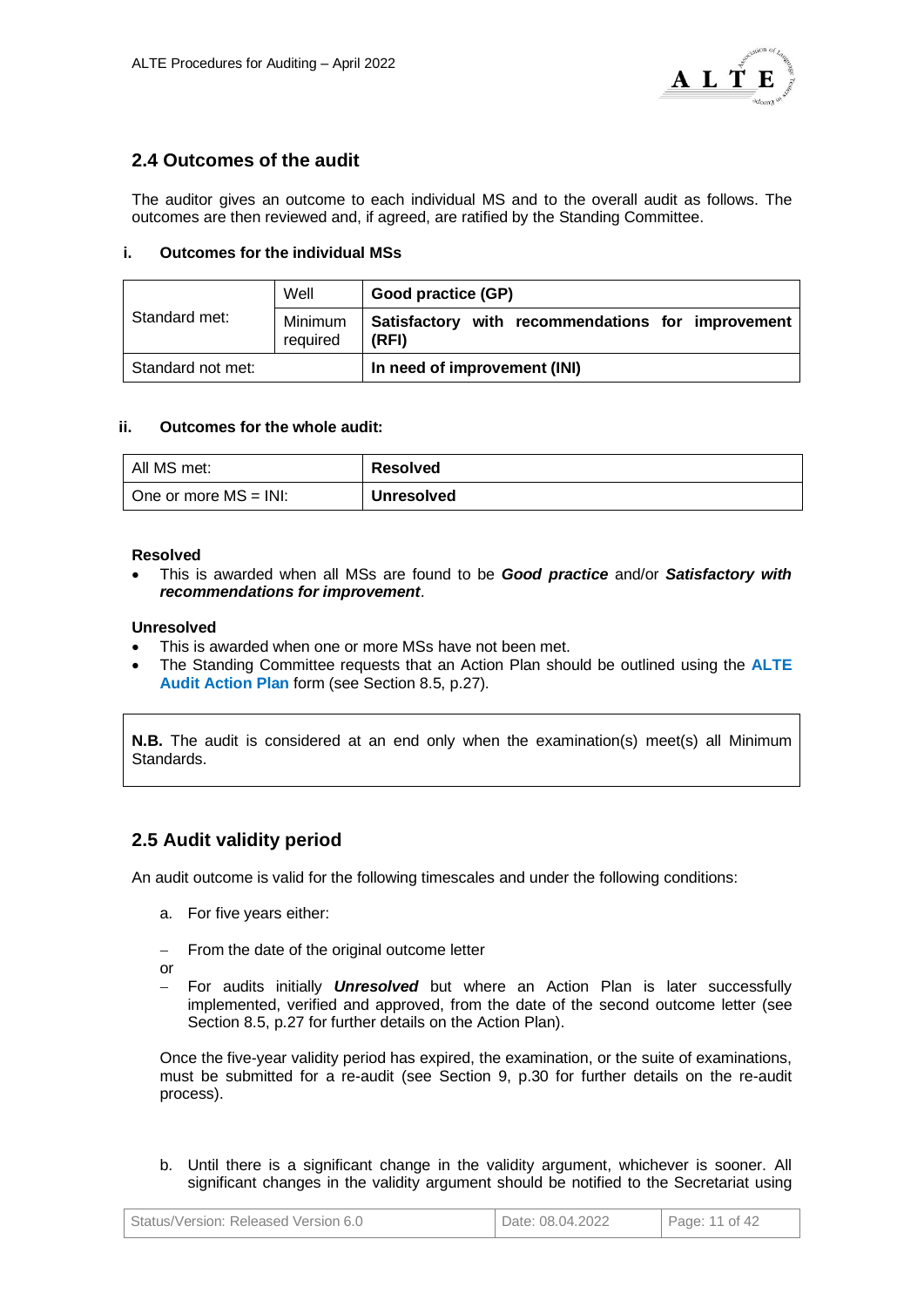## 2.4 Outcomes of the audit

The auditor gives an outcome to each individual MS and to the overall audit as follows. The outcomes are then reviewed and, if agreed, are ratified by the Standing Committee.

**i. Outcomes for the individual MSs**

| | | |
|---|---|---|
| Standard met: | Well | **Good practice (GP)** |
| | Minimum required | **Satisfactory with recommendations for improvement (RFI)** |
| Standard not met: | | **In need of improvement (INI)** |

**ii. Outcomes for the whole audit:**

| | |
|---|---|
| All MS met: | **Resolved** |
| One or more MS = INI: | **Unresolved** |

**Resolved**

- This is awarded when all MSs are found to be ***Good practice*** and/or ***Satisfactory with recommendations for improvement***.

**Unresolved**

- This is awarded when one or more MSs have not been met.
- The Standing Committee requests that an Action Plan should be outlined using the **ALTE Audit Action Plan** form (see Section 8.5, p.27).

**N.B.** The audit is considered at an end only when the examination(s) meet(s) all Minimum Standards.

## 2.5 Audit validity period

An audit outcome is valid for the following timescales and under the following conditions:

a. For five years either:

- From the date of the original outcome letter

or

- For audits initially ***Unresolved*** but where an Action Plan is later successfully implemented, verified and approved, from the date of the second outcome letter (see Section 8.5, p.27 for further details on the Action Plan).

Once the five-year validity period has expired, the examination, or the suite of examinations, must be submitted for a re-audit (see Section 9, p.30 for further details on the re-audit process).

b. Until there is a significant change in the validity argument, whichever is sooner. All significant changes in the validity argument should be notified to the Secretariat using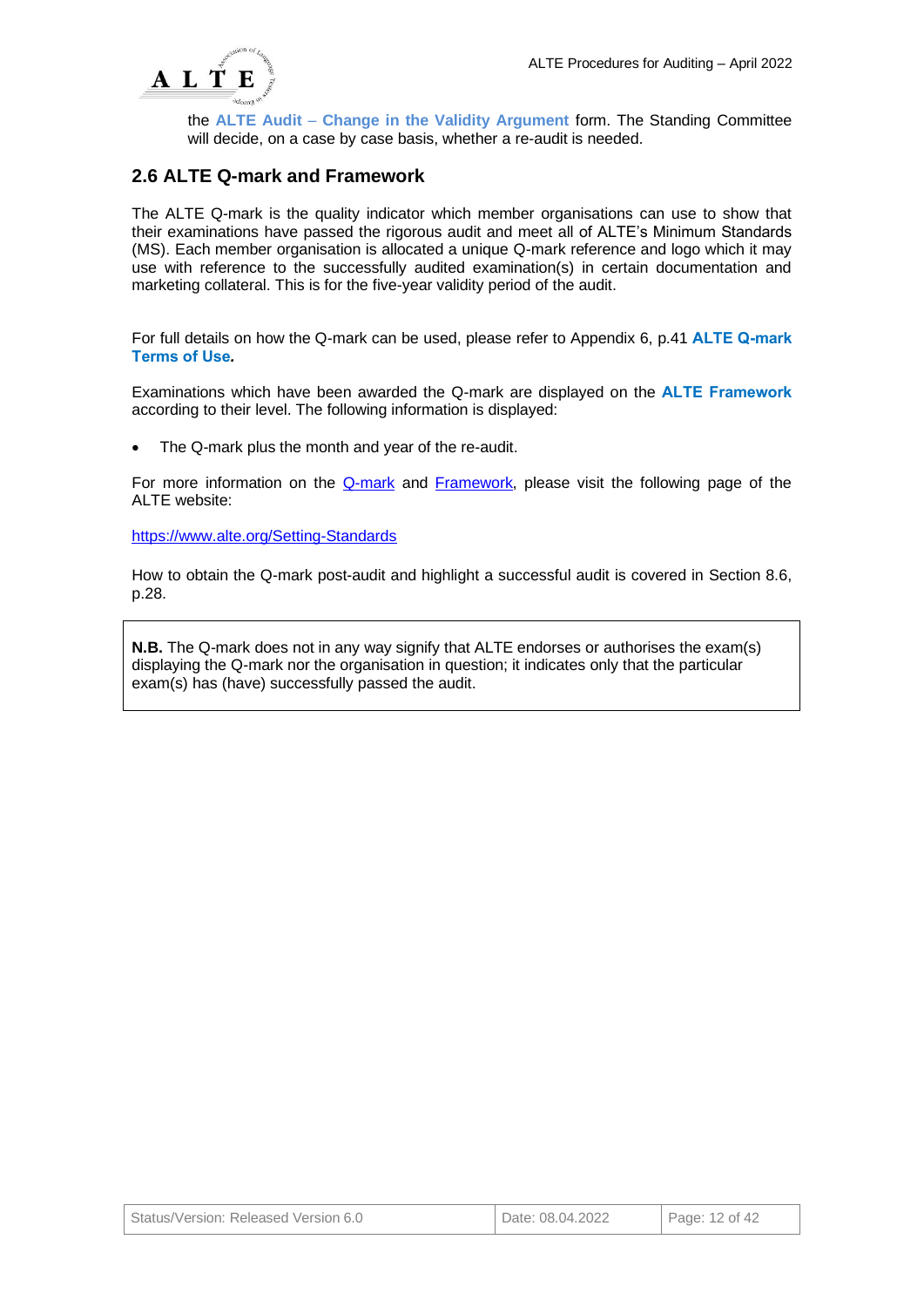the **ALTE Audit – Change in the Validity Argument** form. The Standing Committee will decide, on a case by case basis, whether a re-audit is needed.

## 2.6 ALTE Q-mark and Framework

The ALTE Q-mark is the quality indicator which member organisations can use to show that their examinations have passed the rigorous audit and meet all of ALTE's Minimum Standards (MS). Each member organisation is allocated a unique Q-mark reference and logo which it may use with reference to the successfully audited examination(s) in certain documentation and marketing collateral. This is for the five-year validity period of the audit.

For full details on how the Q-mark can be used, please refer to Appendix 6, p.41 **ALTE Q-mark Terms of Use*.***

Examinations which have been awarded the Q-mark are displayed on the **ALTE Framework** according to their level. The following information is displayed:

- The Q-mark plus the month and year of the re-audit.

For more information on the [Q-mark](https://www.alte.org/Setting-Standards) and [Framework](https://www.alte.org/Setting-Standards), please visit the following page of the ALTE website:

[https://www.alte.org/Setting-Standards](https://www.alte.org/Setting-Standards)

How to obtain the Q-mark post-audit and highlight a successful audit is covered in Section 8.6, p.28.

**N.B.** The Q-mark does not in any way signify that ALTE endorses or authorises the exam(s) displaying the Q-mark nor the organisation in question; it indicates only that the particular exam(s) has (have) successfully passed the audit.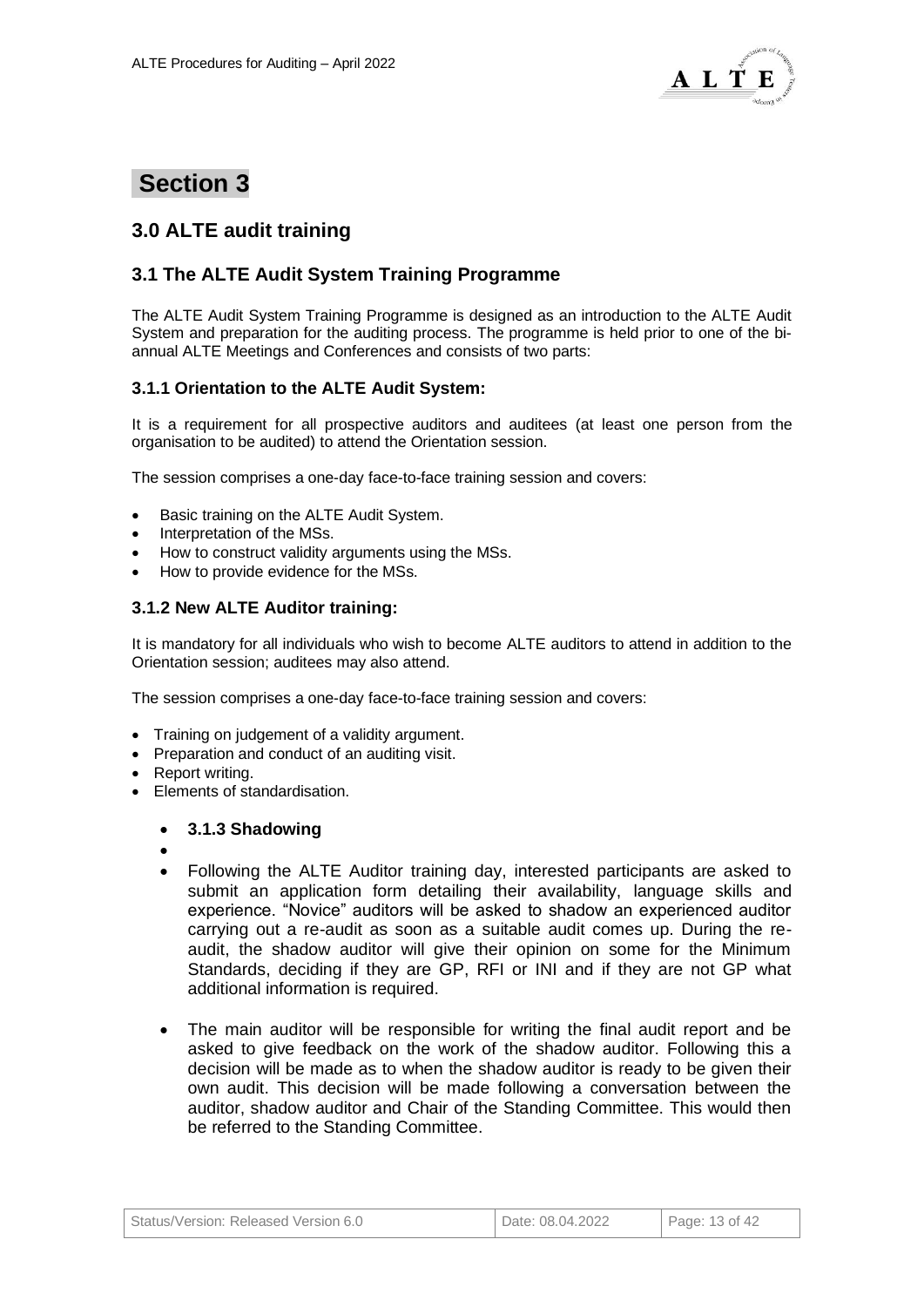# Section 3

## 3.0 ALTE audit training

## 3.1 The ALTE Audit System Training Programme

The ALTE Audit System Training Programme is designed as an introduction to the ALTE Audit System and preparation for the auditing process. The programme is held prior to one of the bi-annual ALTE Meetings and Conferences and consists of two parts:

### 3.1.1 Orientation to the ALTE Audit System:

It is a requirement for all prospective auditors and auditees (at least one person from the organisation to be audited) to attend the Orientation session.

The session comprises a one-day face-to-face training session and covers:

- Basic training on the ALTE Audit System.
- Interpretation of the MSs.
- How to construct validity arguments using the MSs.
- How to provide evidence for the MSs.

### 3.1.2 New ALTE Auditor training:

It is mandatory for all individuals who wish to become ALTE auditors to attend in addition to the Orientation session; auditees may also attend.

The session comprises a one-day face-to-face training session and covers:

- Training on judgement of a validity argument.
- Preparation and conduct of an auditing visit.
- Report writing.
- Elements of standardisation.

### 3.1.3 Shadowing

- Following the ALTE Auditor training day, interested participants are asked to submit an application form detailing their availability, language skills and experience. "Novice" auditors will be asked to shadow an experienced auditor carrying out a re-audit as soon as a suitable audit comes up. During the re-audit, the shadow auditor will give their opinion on some for the Minimum Standards, deciding if they are GP, RFI or INI and if they are not GP what additional information is required.
- The main auditor will be responsible for writing the final audit report and be asked to give feedback on the work of the shadow auditor. Following this a decision will be made as to when the shadow auditor is ready to be given their own audit. This decision will be made following a conversation between the auditor, shadow auditor and Chair of the Standing Committee. This would then be referred to the Standing Committee.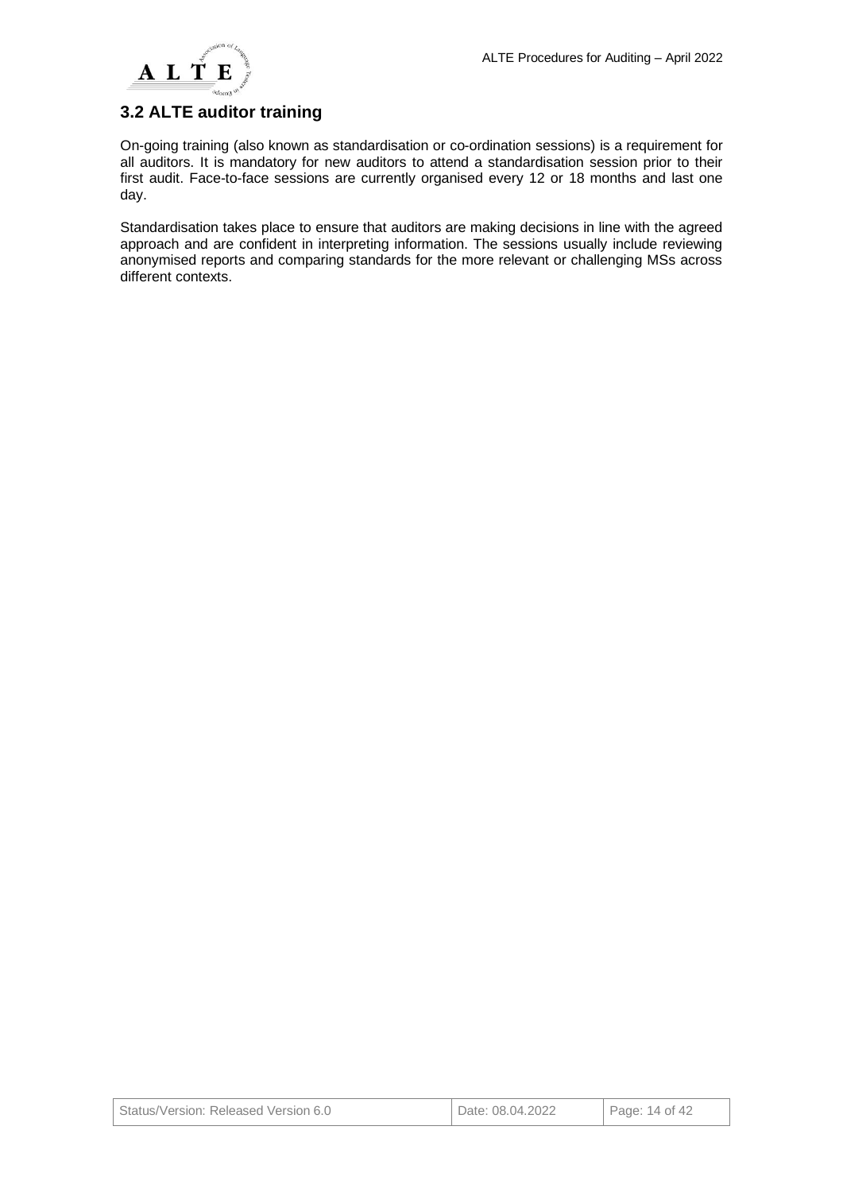## 3.2 ALTE auditor training

On-going training (also known as standardisation or co-ordination sessions) is a requirement for all auditors. It is mandatory for new auditors to attend a standardisation session prior to their first audit. Face-to-face sessions are currently organised every 12 or 18 months and last one day.

Standardisation takes place to ensure that auditors are making decisions in line with the agreed approach and are confident in interpreting information. The sessions usually include reviewing anonymised reports and comparing standards for the more relevant or challenging MSs across different contexts.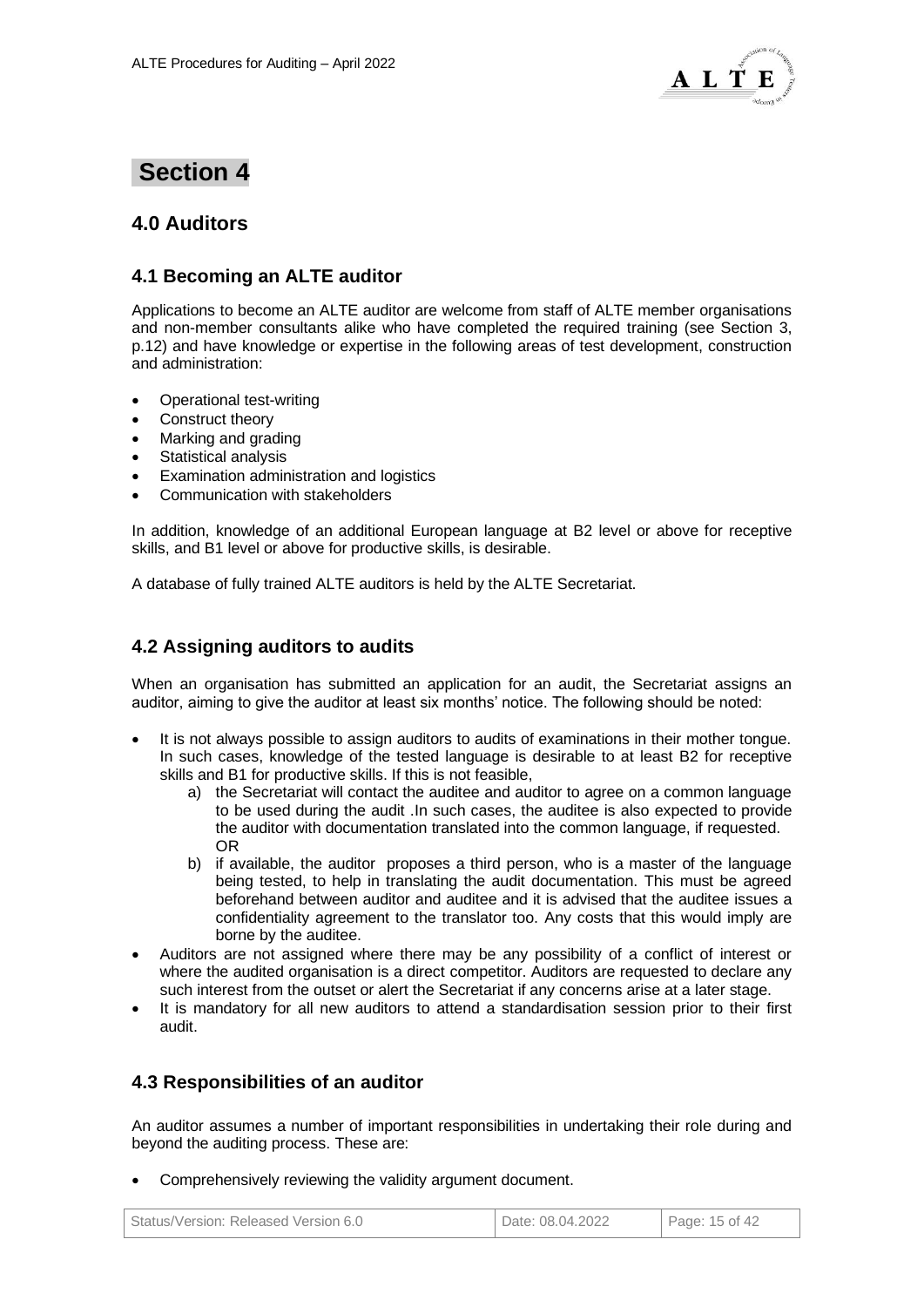# Section 4

## 4.0 Auditors

### 4.1 Becoming an ALTE auditor

Applications to become an ALTE auditor are welcome from staff of ALTE member organisations and non-member consultants alike who have completed the required training (see Section 3, p.12) and have knowledge or expertise in the following areas of test development, construction and administration:

- Operational test-writing
- Construct theory
- Marking and grading
- Statistical analysis
- Examination administration and logistics
- Communication with stakeholders

In addition, knowledge of an additional European language at B2 level or above for receptive skills, and B1 level or above for productive skills, is desirable.

A database of fully trained ALTE auditors is held by the ALTE Secretariat.

### 4.2 Assigning auditors to audits

When an organisation has submitted an application for an audit, the Secretariat assigns an auditor, aiming to give the auditor at least six months' notice. The following should be noted:

- It is not always possible to assign auditors to audits of examinations in their mother tongue. In such cases, knowledge of the tested language is desirable to at least B2 for receptive skills and B1 for productive skills. If this is not feasible,
    a) the Secretariat will contact the auditee and auditor to agree on a common language to be used during the audit .In such cases, the auditee is also expected to provide the auditor with documentation translated into the common language, if requested. OR
    b) if available, the auditor proposes a third person, who is a master of the language being tested, to help in translating the audit documentation. This must be agreed beforehand between auditor and auditee and it is advised that the auditee issues a confidentiality agreement to the translator too. Any costs that this would imply are borne by the auditee.
- Auditors are not assigned where there may be any possibility of a conflict of interest or where the audited organisation is a direct competitor. Auditors are requested to declare any such interest from the outset or alert the Secretariat if any concerns arise at a later stage.
- It is mandatory for all new auditors to attend a standardisation session prior to their first audit.

### 4.3 Responsibilities of an auditor

An auditor assumes a number of important responsibilities in undertaking their role during and beyond the auditing process. These are:

- Comprehensively reviewing the validity argument document.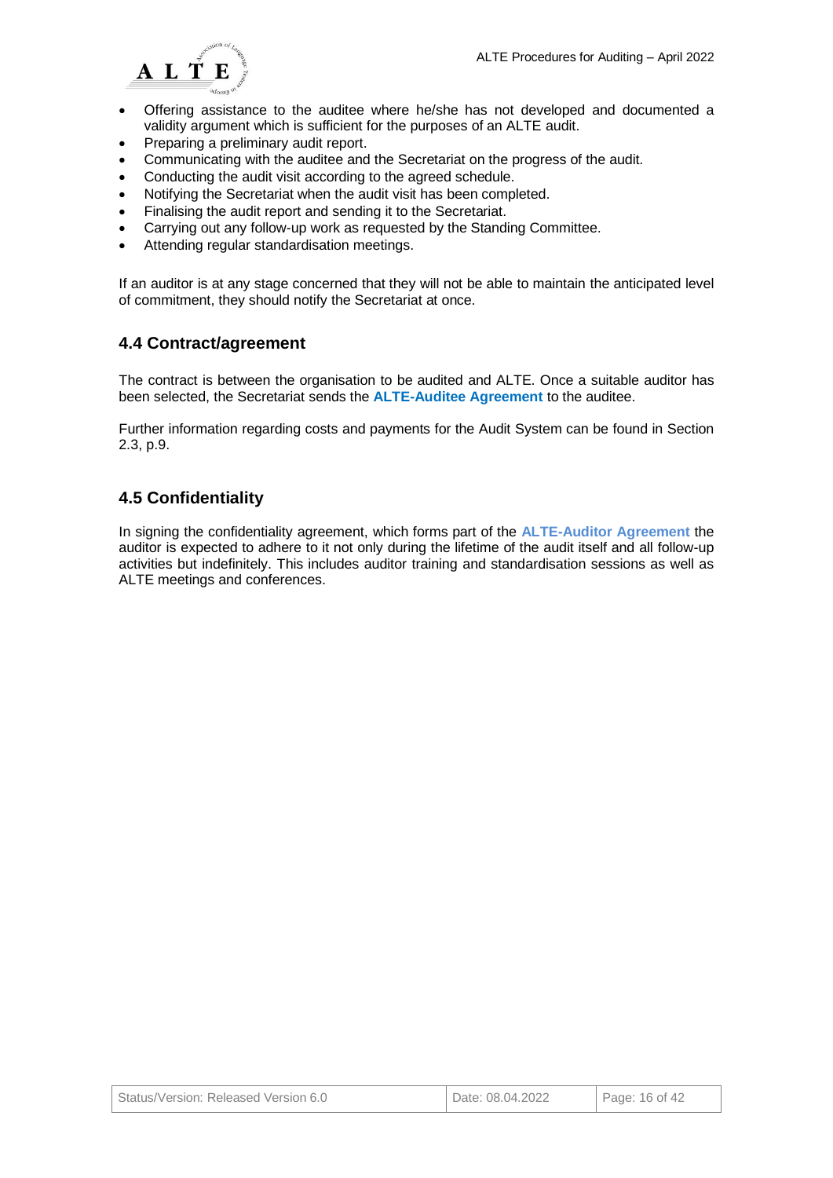- Offering assistance to the auditee where he/she has not developed and documented a validity argument which is sufficient for the purposes of an ALTE audit.
- Preparing a preliminary audit report.
- Communicating with the auditee and the Secretariat on the progress of the audit.
- Conducting the audit visit according to the agreed schedule.
- Notifying the Secretariat when the audit visit has been completed.
- Finalising the audit report and sending it to the Secretariat.
- Carrying out any follow-up work as requested by the Standing Committee.
- Attending regular standardisation meetings.

If an auditor is at any stage concerned that they will not be able to maintain the anticipated level of commitment, they should notify the Secretariat at once.

## 4.4 Contract/agreement

The contract is between the organisation to be audited and ALTE. Once a suitable auditor has been selected, the Secretariat sends the **ALTE-Auditee Agreement** to the auditee.

Further information regarding costs and payments for the Audit System can be found in Section 2.3, p.9.

## 4.5 Confidentiality

In signing the confidentiality agreement, which forms part of the **ALTE-Auditor Agreement** the auditor is expected to adhere to it not only during the lifetime of the audit itself and all follow-up activities but indefinitely. This includes auditor training and standardisation sessions as well as ALTE meetings and conferences.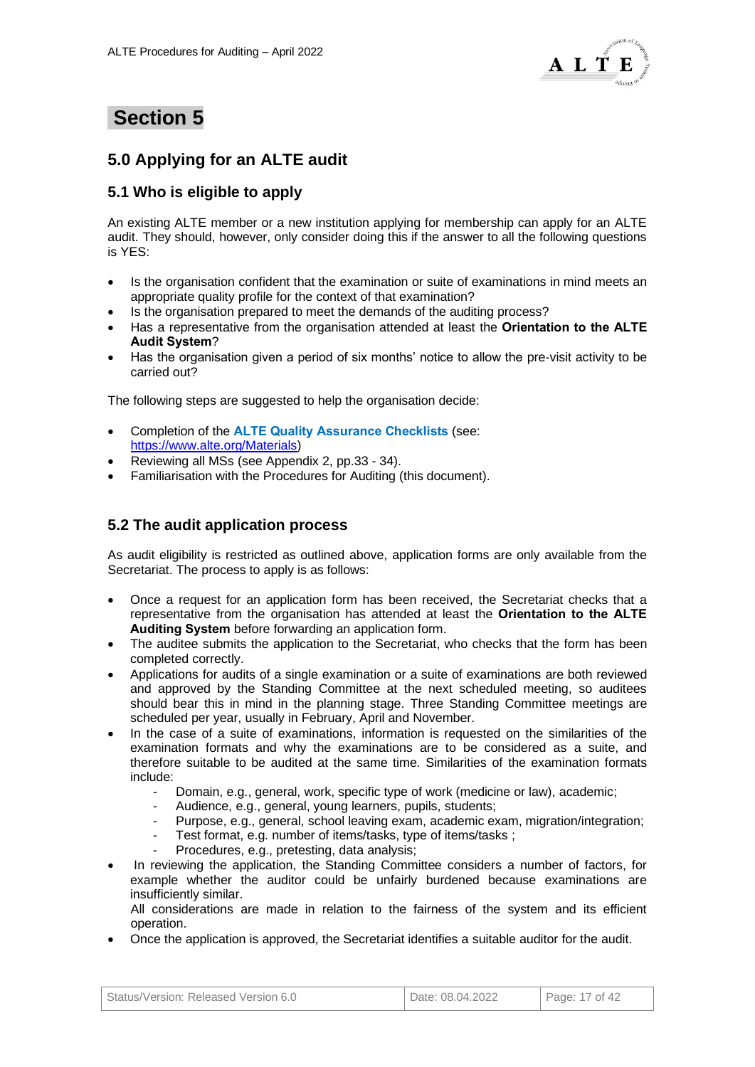# Section 5

## 5.0 Applying for an ALTE audit

### 5.1 Who is eligible to apply

An existing ALTE member or a new institution applying for membership can apply for an ALTE audit. They should, however, only consider doing this if the answer to all the following questions is YES:

- Is the organisation confident that the examination or suite of examinations in mind meets an appropriate quality profile for the context of that examination?
- Is the organisation prepared to meet the demands of the auditing process?
- Has a representative from the organisation attended at least the **Orientation to the ALTE Audit System**?
- Has the organisation given a period of six months' notice to allow the pre-visit activity to be carried out?

The following steps are suggested to help the organisation decide:

- Completion of the **ALTE Quality Assurance Checklists** (see: https://www.alte.org/Materials)
- Reviewing all MSs (see Appendix 2, pp.33 - 34).
- Familiarisation with the Procedures for Auditing (this document).

### 5.2 The audit application process

As audit eligibility is restricted as outlined above, application forms are only available from the Secretariat. The process to apply is as follows:

- Once a request for an application form has been received, the Secretariat checks that a representative from the organisation has attended at least the **Orientation to the ALTE Auditing System** before forwarding an application form.
- The auditee submits the application to the Secretariat, who checks that the form has been completed correctly.
- Applications for audits of a single examination or a suite of examinations are both reviewed and approved by the Standing Committee at the next scheduled meeting, so auditees should bear this in mind in the planning stage. Three Standing Committee meetings are scheduled per year, usually in February, April and November.
- In the case of a suite of examinations, information is requested on the similarities of the examination formats and why the examinations are to be considered as a suite, and therefore suitable to be audited at the same time. Similarities of the examination formats include:
  - Domain, e.g., general, work, specific type of work (medicine or law), academic;
  - Audience, e.g., general, young learners, pupils, students;
  - Purpose, e.g., general, school leaving exam, academic exam, migration/integration;
  - Test format, e.g. number of items/tasks, type of items/tasks ;
  - Procedures, e.g., pretesting, data analysis;
- In reviewing the application, the Standing Committee considers a number of factors, for example whether the auditor could be unfairly burdened because examinations are insufficiently similar.
  All considerations are made in relation to the fairness of the system and its efficient operation.
- Once the application is approved, the Secretariat identifies a suitable auditor for the audit.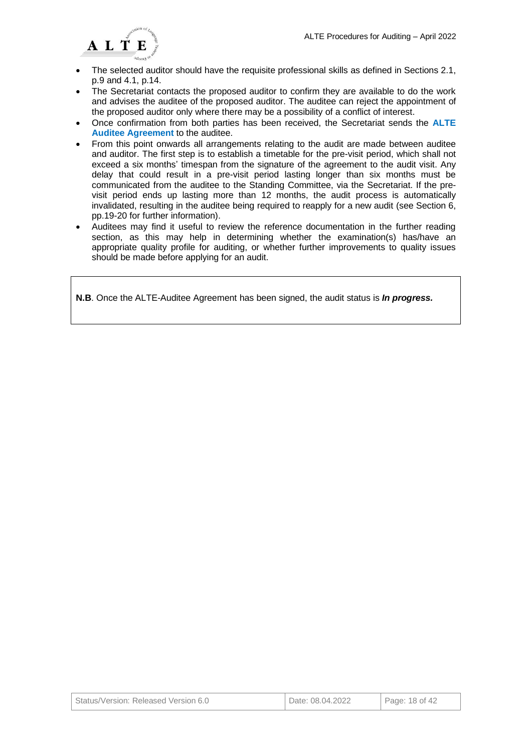- The selected auditor should have the requisite professional skills as defined in Sections 2.1, p.9 and 4.1, p.14.
- The Secretariat contacts the proposed auditor to confirm they are available to do the work and advises the auditee of the proposed auditor. The auditee can reject the appointment of the proposed auditor only where there may be a possibility of a conflict of interest.
- Once confirmation from both parties has been received, the Secretariat sends the **ALTE Auditee Agreement** to the auditee.
- From this point onwards all arrangements relating to the audit are made between auditee and auditor. The first step is to establish a timetable for the pre-visit period, which shall not exceed a six months' timespan from the signature of the agreement to the audit visit. Any delay that could result in a pre-visit period lasting longer than six months must be communicated from the auditee to the Standing Committee, via the Secretariat. If the pre-visit period ends up lasting more than 12 months, the audit process is automatically invalidated, resulting in the auditee being required to reapply for a new audit (see Section 6, pp.19-20 for further information).
- Auditees may find it useful to review the reference documentation in the further reading section, as this may help in determining whether the examination(s) has/have an appropriate quality profile for auditing, or whether further improvements to quality issues should be made before applying for an audit.

**N.B**. Once the ALTE-Auditee Agreement has been signed, the audit status is ***In progress.***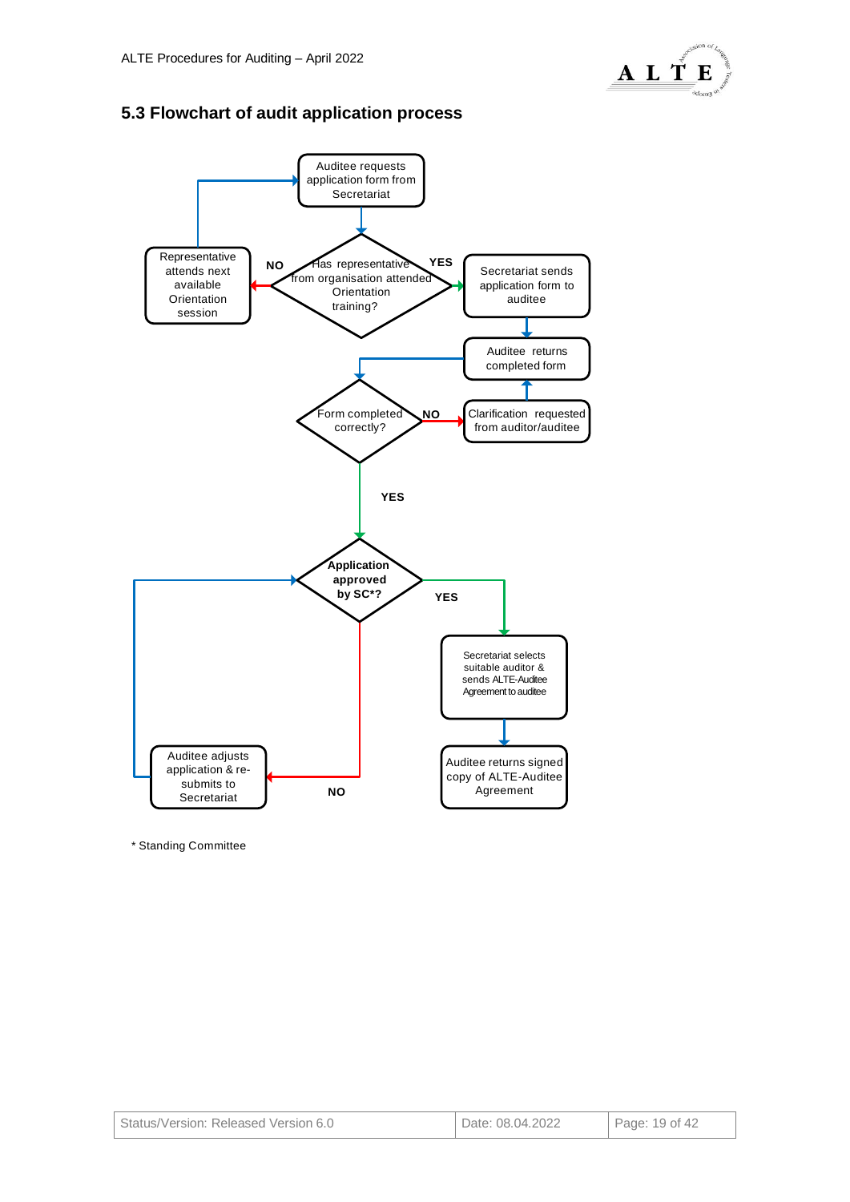## 5.3 Flowchart of audit application process

Auditee requests application form from Secretariat

Has representative from organisation attended Orientation training?

NO

Representative attends next available Orientation session

YES

Secretariat sends application form to auditee

Auditee returns completed form

Form completed correctly?

NO

Clarification requested from auditor/auditee

YES

**Application approved by SC*?**

YES

Secretariat selects suitable auditor & sends ALTE-Auditee Agreement to auditee

Auditee returns signed copy of ALTE-Auditee Agreement

NO

Auditee adjusts application & re-submits to Secretariat

* Standing Committee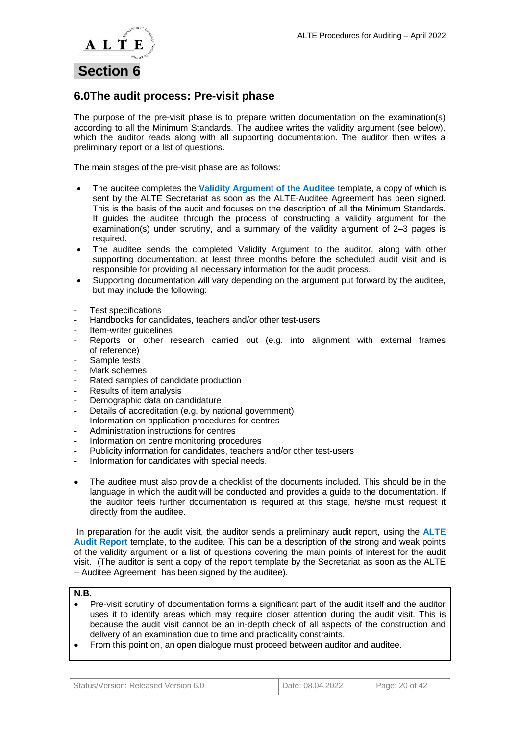# Section 6

## 6.0 The audit process: Pre-visit phase

The purpose of the pre-visit phase is to prepare written documentation on the examination(s) according to all the Minimum Standards. The auditee writes the validity argument (see below), which the auditor reads along with all supporting documentation. The auditor then writes a preliminary report or a list of questions.

The main stages of the pre-visit phase are as follows:

- The auditee completes the **Validity Argument of the Auditee** template, a copy of which is sent by the ALTE Secretariat as soon as the ALTE-Auditee Agreement has been signed**.** This is the basis of the audit and focuses on the description of all the Minimum Standards. It guides the auditee through the process of constructing a validity argument for the examination(s) under scrutiny, and a summary of the validity argument of 2–3 pages is required.
- The auditee sends the completed Validity Argument to the auditor, along with other supporting documentation, at least three months before the scheduled audit visit and is responsible for providing all necessary information for the audit process.
- Supporting documentation will vary depending on the argument put forward by the auditee, but may include the following:

- Test specifications
- Handbooks for candidates, teachers and/or other test-users
- Item-writer guidelines
- Reports or other research carried out (e.g. into alignment with external frames of reference)
- Sample tests
- Mark schemes
- Rated samples of candidate production
- Results of item analysis
- Demographic data on candidature
- Details of accreditation (e.g. by national government)
- Information on application procedures for centres
- Administration instructions for centres
- Information on centre monitoring procedures
- Publicity information for candidates, teachers and/or other test-users
- Information for candidates with special needs.

- The auditee must also provide a checklist of the documents included. This should be in the language in which the audit will be conducted and provides a guide to the documentation. If the auditor feels further documentation is required at this stage, he/she must request it directly from the auditee.

In preparation for the audit visit, the auditor sends a preliminary audit report, using the **ALTE Audit Report** template, to the auditee. This can be a description of the strong and weak points of the validity argument or a list of questions covering the main points of interest for the audit visit. (The auditor is sent a copy of the report template by the Secretariat as soon as the ALTE – Auditee Agreement has been signed by the auditee).

**N.B.**

- Pre-visit scrutiny of documentation forms a significant part of the audit itself and the auditor uses it to identify areas which may require closer attention during the audit visit. This is because the audit visit cannot be an in-depth check of all aspects of the construction and delivery of an examination due to time and practicality constraints.
- From this point on, an open dialogue must proceed between auditor and auditee.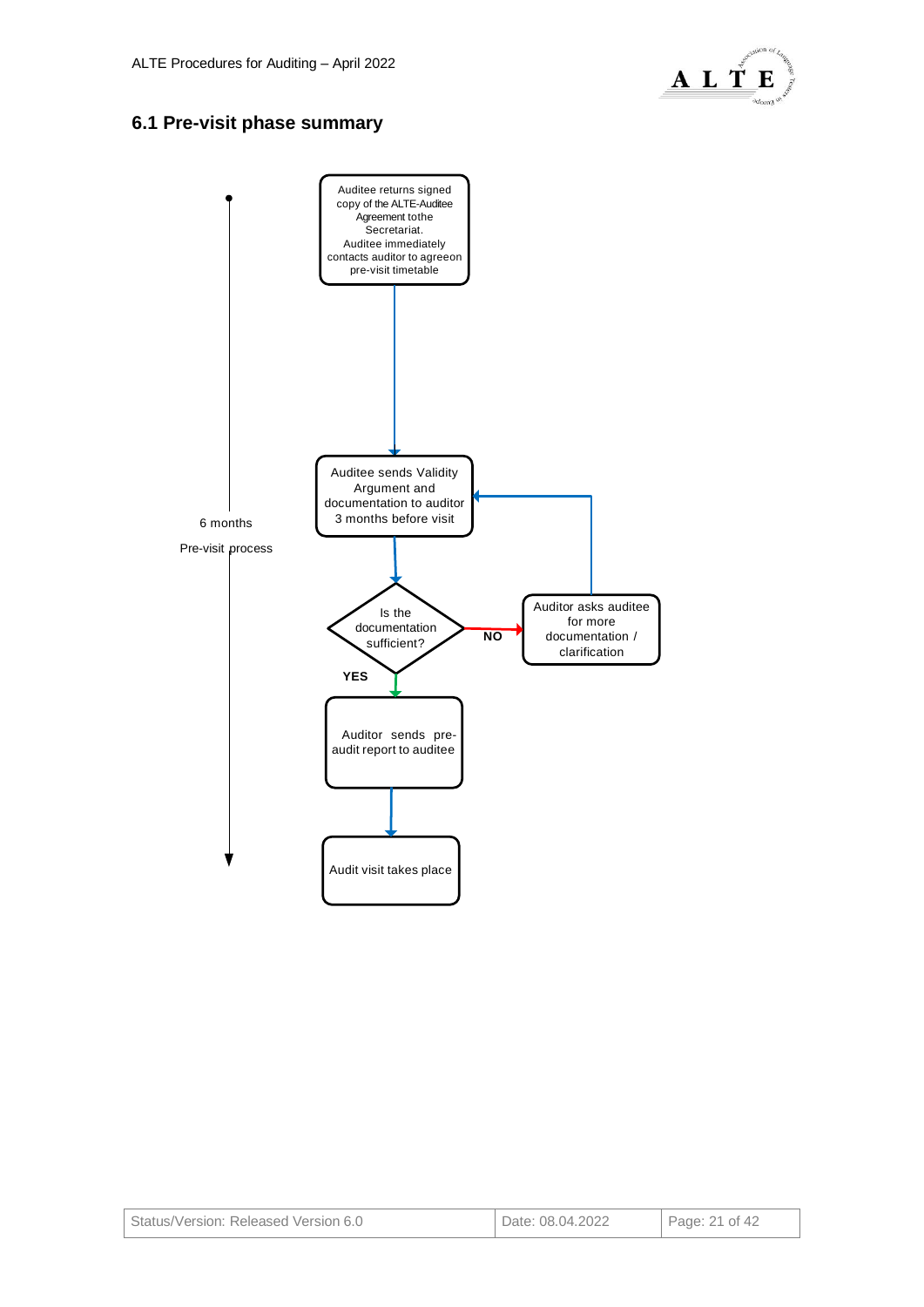## 6.1 Pre-visit phase summary

6 months

Pre-visit process

Auditee returns signed copy of the ALTE-Auditee Agreement to the Secretariat. Auditee immediately contacts auditor to agree on pre-visit timetable

Auditee sends Validity Argument and documentation to auditor 3 months before visit

Is the documentation sufficient?

NO

Auditor asks auditee for more documentation / clarification

YES

Auditor sends pre-audit report to auditee

Audit visit takes place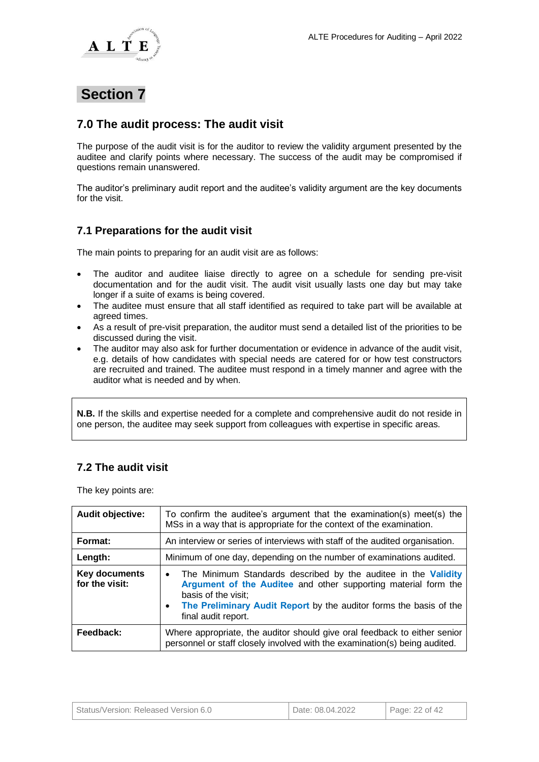# Section 7

## 7.0 The audit process: The audit visit

The purpose of the audit visit is for the auditor to review the validity argument presented by the auditee and clarify points where necessary. The success of the audit may be compromised if questions remain unanswered.

The auditor's preliminary audit report and the auditee's validity argument are the key documents for the visit.

## 7.1 Preparations for the audit visit

The main points to preparing for an audit visit are as follows:

- The auditor and auditee liaise directly to agree on a schedule for sending pre-visit documentation and for the audit visit. The audit visit usually lasts one day but may take longer if a suite of exams is being covered.
- The auditee must ensure that all staff identified as required to take part will be available at agreed times.
- As a result of pre-visit preparation, the auditor must send a detailed list of the priorities to be discussed during the visit.
- The auditor may also ask for further documentation or evidence in advance of the audit visit, e.g. details of how candidates with special needs are catered for or how test constructors are recruited and trained. The auditee must respond in a timely manner and agree with the auditor what is needed and by when.

> **N.B.** If the skills and expertise needed for a complete and comprehensive audit do not reside in one person, the auditee may seek support from colleagues with expertise in specific areas.

## 7.2 The audit visit

The key points are:

| | |
|---|---|
| **Audit objective:** | To confirm the auditee's argument that the examination(s) meet(s) the MSs in a way that is appropriate for the context of the examination. |
| **Format:** | An interview or series of interviews with staff of the audited organisation. |
| **Length:** | Minimum of one day, depending on the number of examinations audited. |
| **Key documents for the visit:** | • The Minimum Standards described by the auditee in the **Validity Argument of the Auditee** and other supporting material form the basis of the visit;<br>• **The Preliminary Audit Report** by the auditor forms the basis of the final audit report. |
| **Feedback:** | Where appropriate, the auditor should give oral feedback to either senior personnel or staff closely involved with the examination(s) being audited. |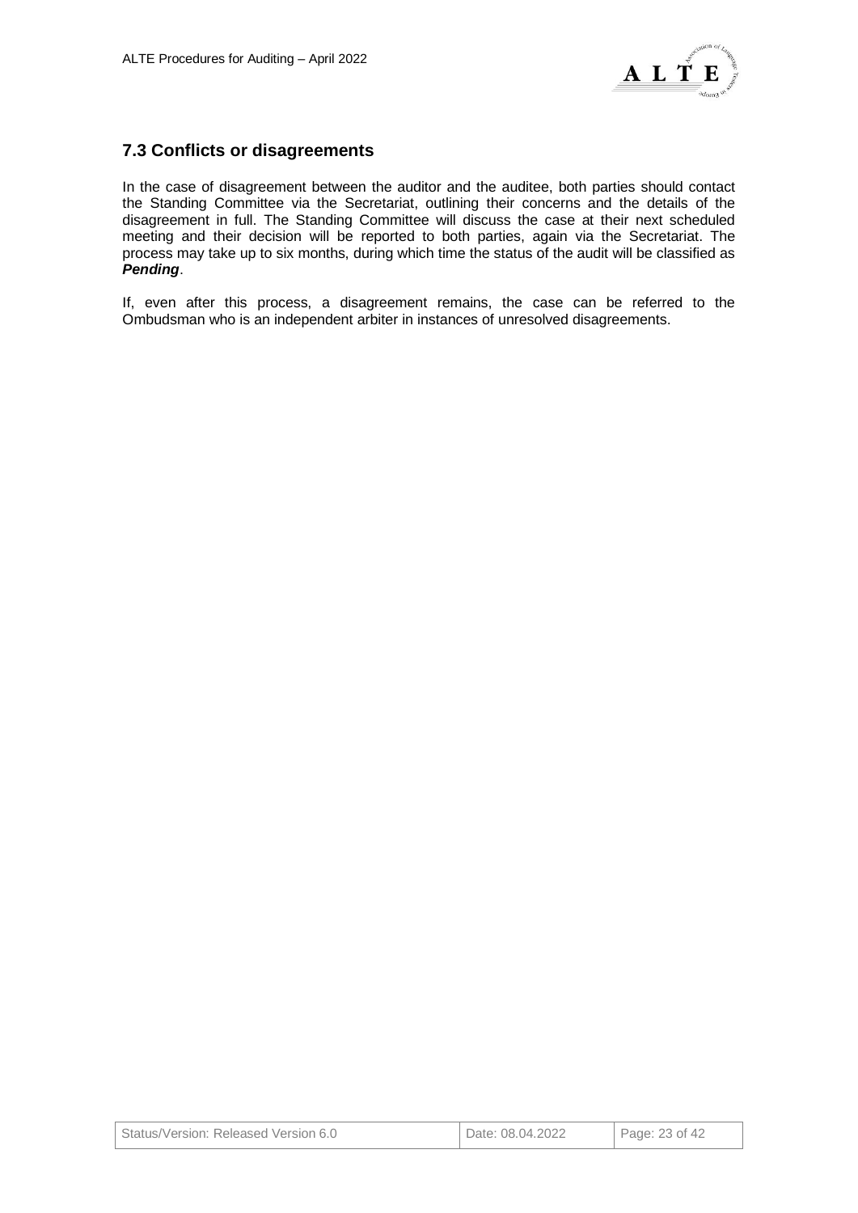## 7.3 Conflicts or disagreements

In the case of disagreement between the auditor and the auditee, both parties should contact the Standing Committee via the Secretariat, outlining their concerns and the details of the disagreement in full. The Standing Committee will discuss the case at their next scheduled meeting and their decision will be reported to both parties, again via the Secretariat. The process may take up to six months, during which time the status of the audit will be classified as ***Pending***.

If, even after this process, a disagreement remains, the case can be referred to the Ombudsman who is an independent arbiter in instances of unresolved disagreements.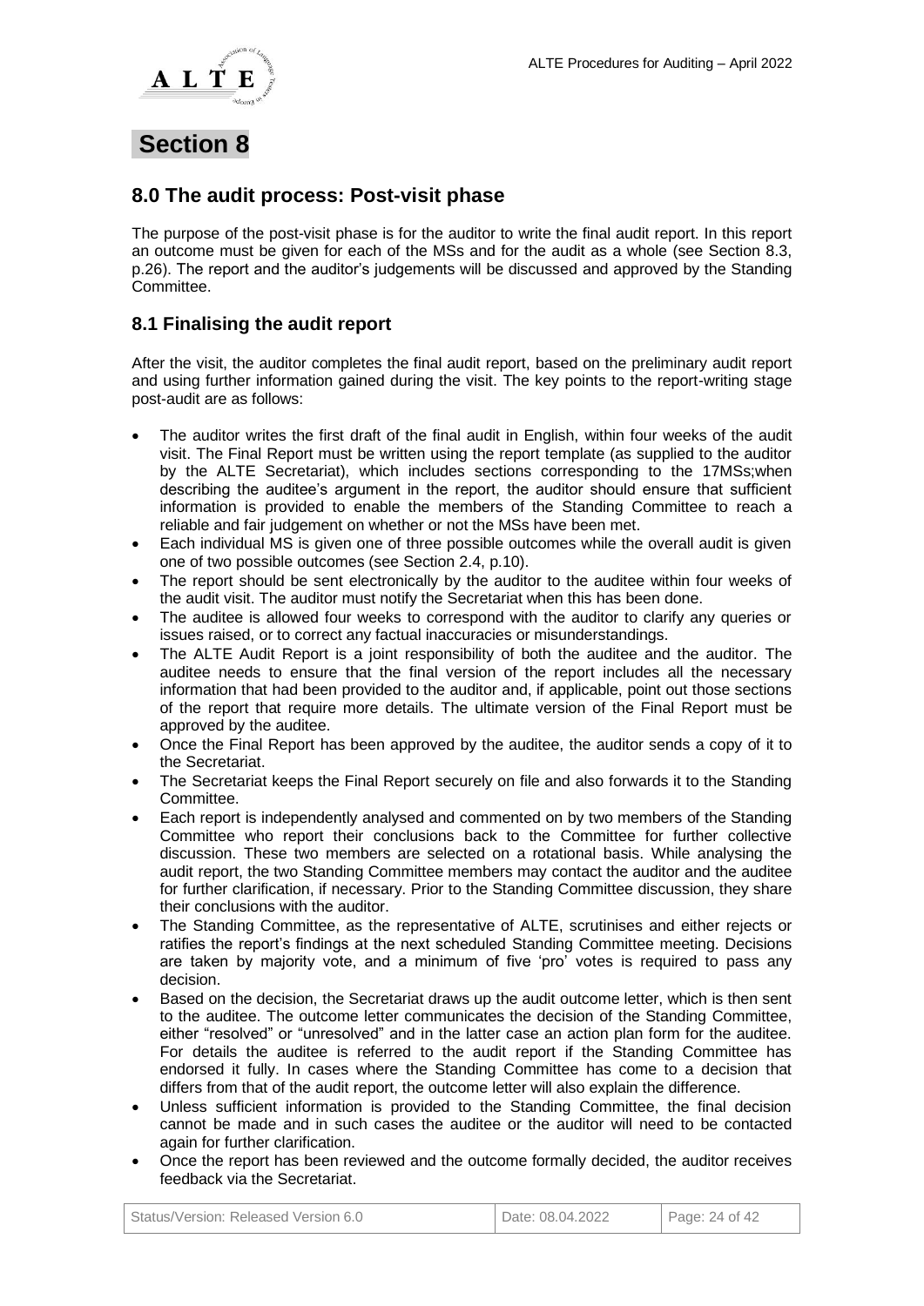# Section 8

## 8.0 The audit process: Post-visit phase

The purpose of the post-visit phase is for the auditor to write the final audit report. In this report an outcome must be given for each of the MSs and for the audit as a whole (see Section 8.3, p.26). The report and the auditor's judgements will be discussed and approved by the Standing Committee.

## 8.1 Finalising the audit report

After the visit, the auditor completes the final audit report, based on the preliminary audit report and using further information gained during the visit. The key points to the report-writing stage post-audit are as follows:

- The auditor writes the first draft of the final audit in English, within four weeks of the audit visit. The Final Report must be written using the report template (as supplied to the auditor by the ALTE Secretariat), which includes sections corresponding to the 17MSs;when describing the auditee's argument in the report, the auditor should ensure that sufficient information is provided to enable the members of the Standing Committee to reach a reliable and fair judgement on whether or not the MSs have been met.
- Each individual MS is given one of three possible outcomes while the overall audit is given one of two possible outcomes (see Section 2.4, p.10).
- The report should be sent electronically by the auditor to the auditee within four weeks of the audit visit. The auditor must notify the Secretariat when this has been done.
- The auditee is allowed four weeks to correspond with the auditor to clarify any queries or issues raised, or to correct any factual inaccuracies or misunderstandings.
- The ALTE Audit Report is a joint responsibility of both the auditee and the auditor. The auditee needs to ensure that the final version of the report includes all the necessary information that had been provided to the auditor and, if applicable, point out those sections of the report that require more details. The ultimate version of the Final Report must be approved by the auditee.
- Once the Final Report has been approved by the auditee, the auditor sends a copy of it to the Secretariat.
- The Secretariat keeps the Final Report securely on file and also forwards it to the Standing Committee.
- Each report is independently analysed and commented on by two members of the Standing Committee who report their conclusions back to the Committee for further collective discussion. These two members are selected on a rotational basis. While analysing the audit report, the two Standing Committee members may contact the auditor and the auditee for further clarification, if necessary. Prior to the Standing Committee discussion, they share their conclusions with the auditor.
- The Standing Committee, as the representative of ALTE, scrutinises and either rejects or ratifies the report's findings at the next scheduled Standing Committee meeting. Decisions are taken by majority vote, and a minimum of five 'pro' votes is required to pass any decision.
- Based on the decision, the Secretariat draws up the audit outcome letter, which is then sent to the auditee. The outcome letter communicates the decision of the Standing Committee, either "resolved" or "unresolved" and in the latter case an action plan form for the auditee. For details the auditee is referred to the audit report if the Standing Committee has endorsed it fully. In cases where the Standing Committee has come to a decision that differs from that of the audit report, the outcome letter will also explain the difference.
- Unless sufficient information is provided to the Standing Committee, the final decision cannot be made and in such cases the auditee or the auditor will need to be contacted again for further clarification.
- Once the report has been reviewed and the outcome formally decided, the auditor receives feedback via the Secretariat.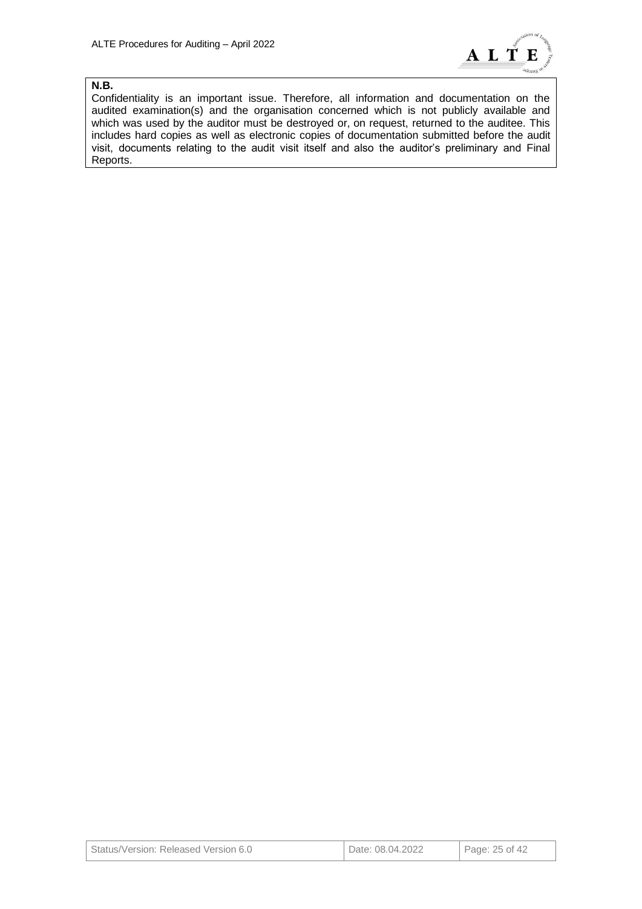**N.B.**

Confidentiality is an important issue. Therefore, all information and documentation on the audited examination(s) and the organisation concerned which is not publicly available and which was used by the auditor must be destroyed or, on request, returned to the auditee. This includes hard copies as well as electronic copies of documentation submitted before the audit visit, documents relating to the audit visit itself and also the auditor's preliminary and Final Reports.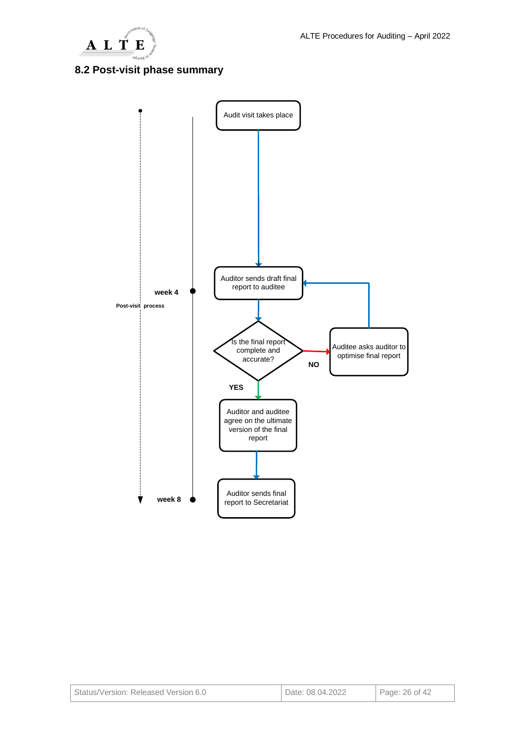## 8.2 Post-visit phase summary

Post-visit process

week 4

week 8

Audit visit takes place

Auditor sends draft final report to auditee

Is the final report complete and accurate?

NO

Auditee asks auditor to optimise final report

YES

Auditor and auditee agree on the ultimate version of the final report

Auditor sends final report to Secretariat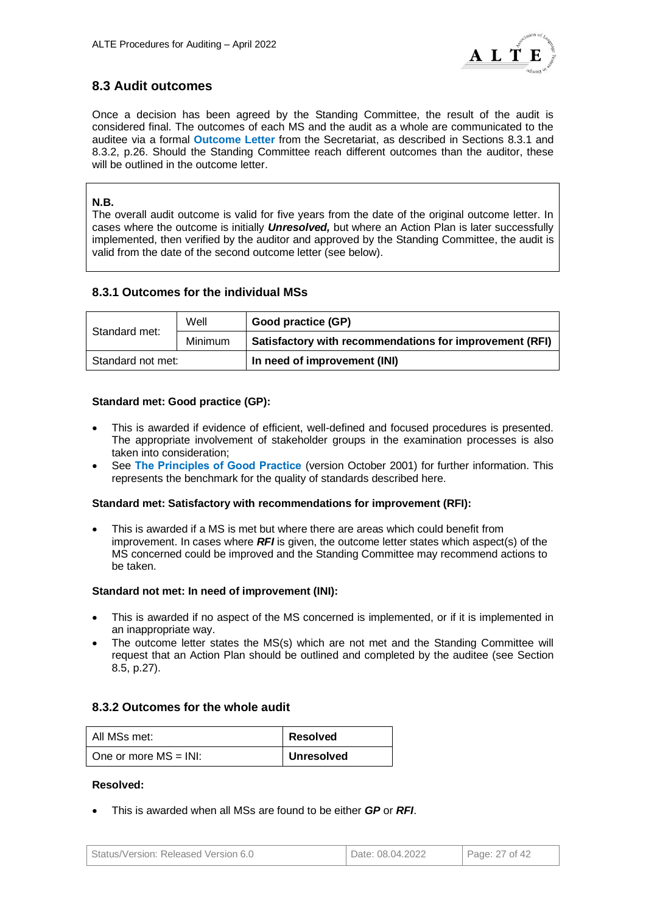## 8.3 Audit outcomes

Once a decision has been agreed by the Standing Committee, the result of the audit is considered final. The outcomes of each MS and the audit as a whole are communicated to the auditee via a formal **Outcome Letter** from the Secretariat, as described in Sections 8.3.1 and 8.3.2, p.26. Should the Standing Committee reach different outcomes than the auditor, these will be outlined in the outcome letter.

**N.B.**
The overall audit outcome is valid for five years from the date of the original outcome letter. In cases where the outcome is initially ***Unresolved,*** but where an Action Plan is later successfully implemented, then verified by the auditor and approved by the Standing Committee, the audit is valid from the date of the second outcome letter (see below).

### 8.3.1 Outcomes for the individual MSs

| Standard met: | Well | **Good practice (GP)** |
|---|---|---|
| | Minimum | **Satisfactory with recommendations for improvement (RFI)** |
| Standard not met: | | **In need of improvement (INI)** |

**Standard met: Good practice (GP):**

- This is awarded if evidence of efficient, well-defined and focused procedures is presented. The appropriate involvement of stakeholder groups in the examination processes is also taken into consideration;
- See **The Principles of Good Practice** (version October 2001) for further information. This represents the benchmark for the quality of standards described here.

**Standard met: Satisfactory with recommendations for improvement (RFI):**

- This is awarded if a MS is met but where there are areas which could benefit from improvement. In cases where ***RFI*** is given, the outcome letter states which aspect(s) of the MS concerned could be improved and the Standing Committee may recommend actions to be taken.

**Standard not met: In need of improvement (INI):**

- This is awarded if no aspect of the MS concerned is implemented, or if it is implemented in an inappropriate way.
- The outcome letter states the MS(s) which are not met and the Standing Committee will request that an Action Plan should be outlined and completed by the auditee (see Section 8.5, p.27).

### 8.3.2 Outcomes for the whole audit

| All MSs met: | **Resolved** |
|---|---|
| One or more MS = INI: | **Unresolved** |

**Resolved:**

- This is awarded when all MSs are found to be either ***GP*** or ***RFI***.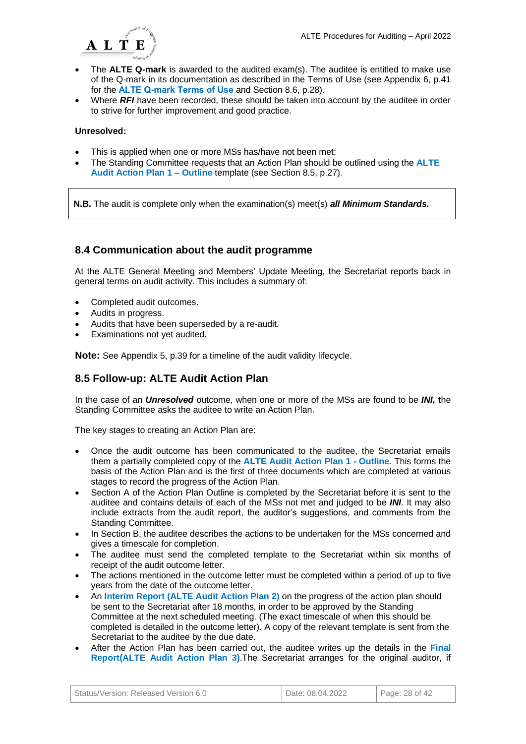- The **ALTE Q-mark** is awarded to the audited exam(s). The auditee is entitled to make use of the Q-mark in its documentation as described in the Terms of Use (see Appendix 6, p.41 for the **ALTE Q-mark Terms of Use** and Section 8.6, p.28).
- Where ***RFI*** have been recorded, these should be taken into account by the auditee in order to strive for further improvement and good practice.

**Unresolved:**

- This is applied when one or more MSs has/have not been met;
- The Standing Committee requests that an Action Plan should be outlined using the **ALTE Audit Action Plan 1 – Outline** template (see Section 8.5, p.27).

**N.B.** The audit is complete only when the examination(s) meet(s) ***all Minimum Standards.***

## 8.4 Communication about the audit programme

At the ALTE General Meeting and Members' Update Meeting, the Secretariat reports back in general terms on audit activity. This includes a summary of:

- Completed audit outcomes.
- Audits in progress.
- Audits that have been superseded by a re-audit.
- Examinations not yet audited.

**Note:** See Appendix 5, p.39 for a timeline of the audit validity lifecycle.

## 8.5 Follow-up: ALTE Audit Action Plan

In the case of an ***Unresolved*** outcome, when one or more of the MSs are found to be ***INI*, t**he Standing Committee asks the auditee to write an Action Plan.

The key stages to creating an Action Plan are:

- Once the audit outcome has been communicated to the auditee, the Secretariat emails them a partially completed copy of the **ALTE Audit Action Plan 1 - Outline.** This forms the basis of the Action Plan and is the first of three documents which are completed at various stages to record the progress of the Action Plan.
- Section A of the Action Plan Outline is completed by the Secretariat before it is sent to the auditee and contains details of each of the MSs not met and judged to be ***INI***. It may also include extracts from the audit report, the auditor's suggestions, and comments from the Standing Committee.
- In Section B, the auditee describes the actions to be undertaken for the MSs concerned and gives a timescale for completion.
- The auditee must send the completed template to the Secretariat within six months of receipt of the audit outcome letter.
- The actions mentioned in the outcome letter must be completed within a period of up to five years from the date of the outcome letter.
- An **Interim Report (ALTE Audit Action Plan 2)** on the progress of the action plan should be sent to the Secretariat after 18 months, in order to be approved by the Standing Committee at the next scheduled meeting. (The exact timescale of when this should be completed is detailed in the outcome letter). A copy of the relevant template is sent from the Secretariat to the auditee by the due date.
- After the Action Plan has been carried out, the auditee writes up the details in the **Final Report(ALTE Audit Action Plan 3)**.The Secretariat arranges for the original auditor, if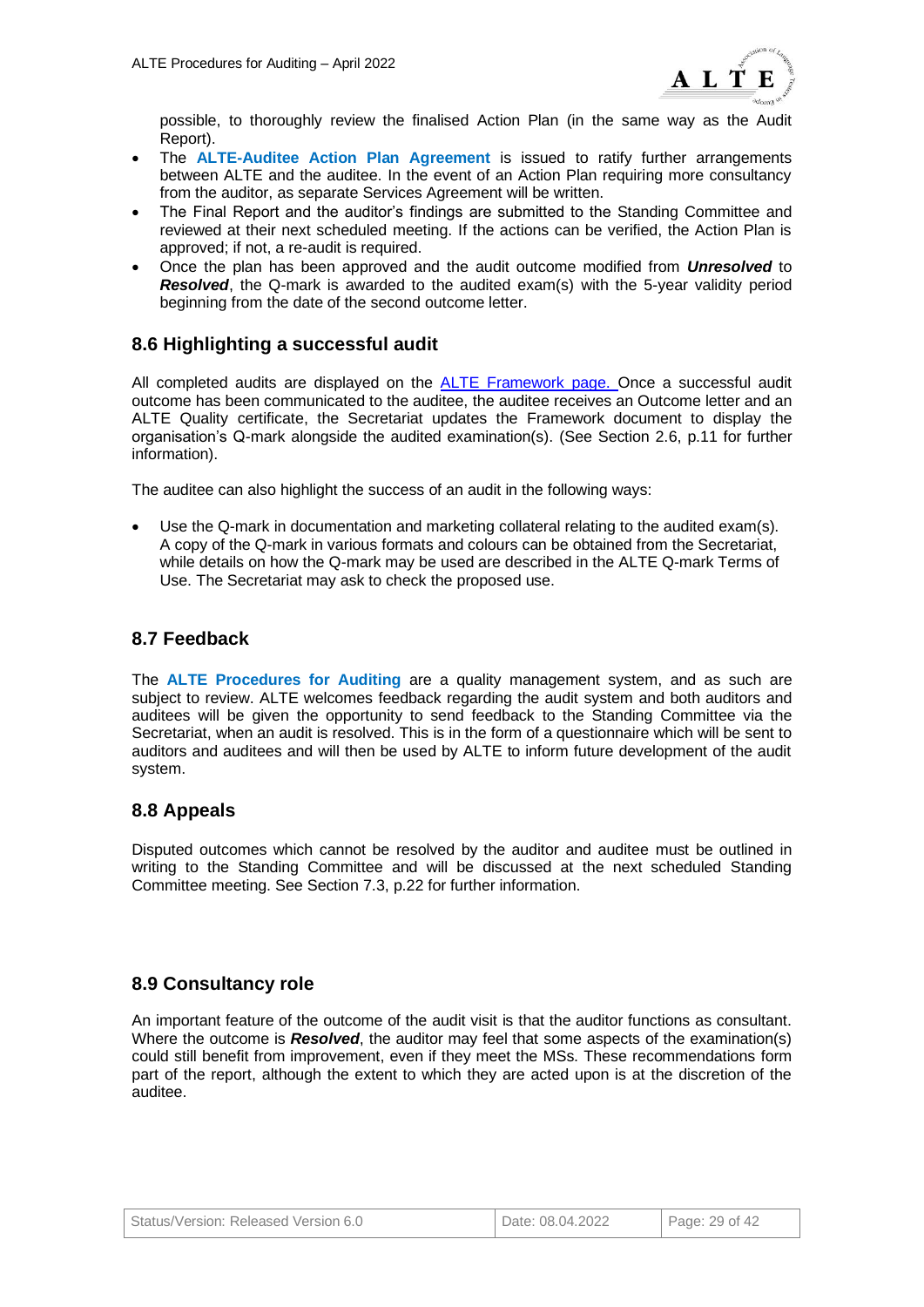possible, to thoroughly review the finalised Action Plan (in the same way as the Audit Report).

- The **ALTE-Auditee Action Plan Agreement** is issued to ratify further arrangements between ALTE and the auditee. In the event of an Action Plan requiring more consultancy from the auditor, as separate Services Agreement will be written.
- The Final Report and the auditor's findings are submitted to the Standing Committee and reviewed at their next scheduled meeting. If the actions can be verified, the Action Plan is approved; if not, a re-audit is required.
- Once the plan has been approved and the audit outcome modified from ***Unresolved*** to ***Resolved***, the Q-mark is awarded to the audited exam(s) with the 5-year validity period beginning from the date of the second outcome letter.

## 8.6 Highlighting a successful audit

All completed audits are displayed on the ALTE Framework page. Once a successful audit outcome has been communicated to the auditee, the auditee receives an Outcome letter and an ALTE Quality certificate, the Secretariat updates the Framework document to display the organisation's Q-mark alongside the audited examination(s). (See Section 2.6, p.11 for further information).

The auditee can also highlight the success of an audit in the following ways:

- Use the Q-mark in documentation and marketing collateral relating to the audited exam(s). A copy of the Q-mark in various formats and colours can be obtained from the Secretariat, while details on how the Q-mark may be used are described in the ALTE Q-mark Terms of Use. The Secretariat may ask to check the proposed use.

## 8.7 Feedback

The **ALTE Procedures for Auditing** are a quality management system, and as such are subject to review. ALTE welcomes feedback regarding the audit system and both auditors and auditees will be given the opportunity to send feedback to the Standing Committee via the Secretariat, when an audit is resolved. This is in the form of a questionnaire which will be sent to auditors and auditees and will then be used by ALTE to inform future development of the audit system.

## 8.8 Appeals

Disputed outcomes which cannot be resolved by the auditor and auditee must be outlined in writing to the Standing Committee and will be discussed at the next scheduled Standing Committee meeting. See Section 7.3, p.22 for further information.

## 8.9 Consultancy role

An important feature of the outcome of the audit visit is that the auditor functions as consultant. Where the outcome is ***Resolved***, the auditor may feel that some aspects of the examination(s) could still benefit from improvement, even if they meet the MSs. These recommendations form part of the report, although the extent to which they are acted upon is at the discretion of the auditee.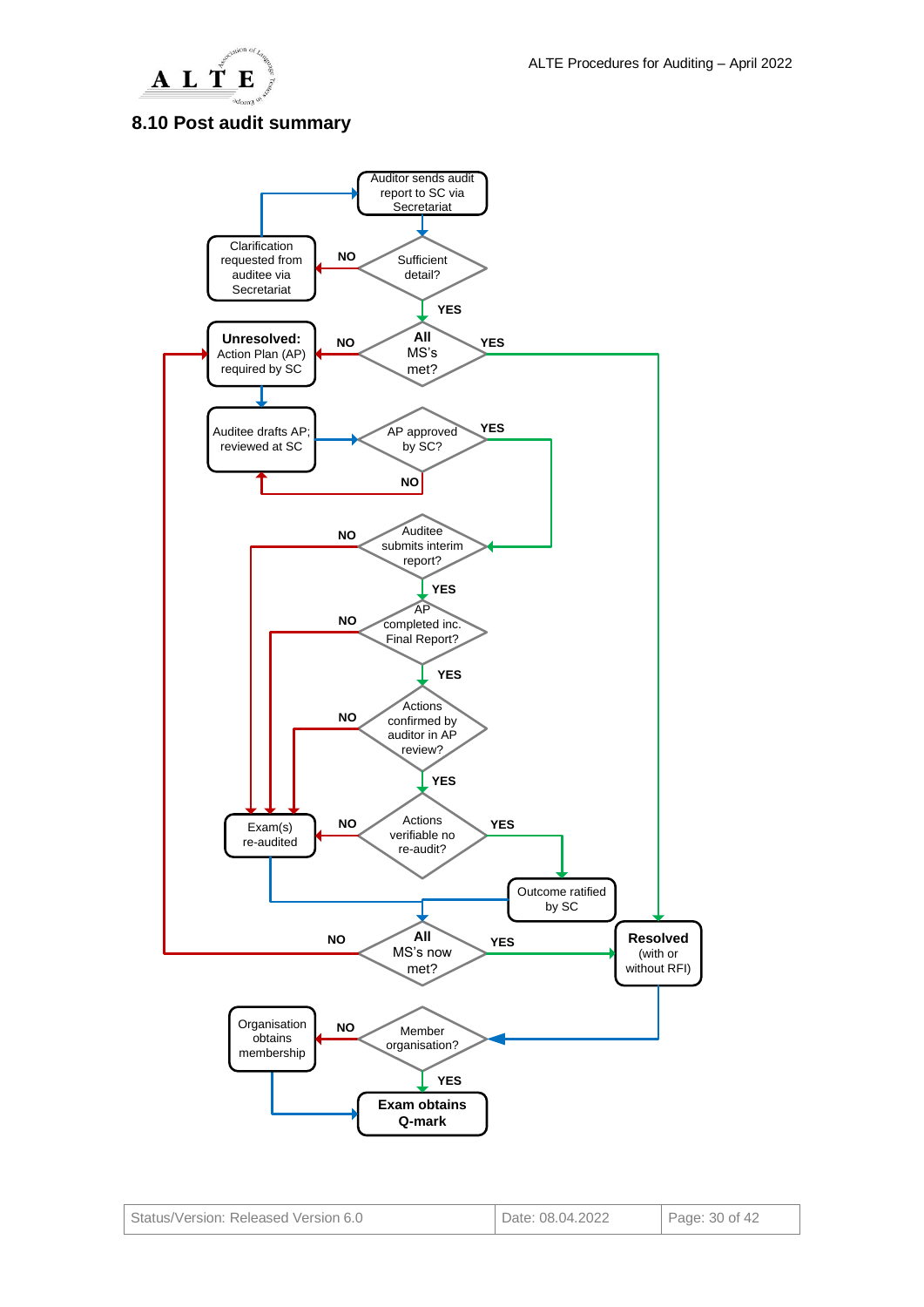## 8.10 Post audit summary

Auditor sends audit report to SC via Secretariat

Sufficient detail?

NO

Clarification requested from auditee via Secretariat

YES

All MS's met?

NO

YES

**Unresolved:** Action Plan (AP) required by SC

Auditee drafts AP; reviewed at SC

AP approved by SC?

YES

NO

Auditee submits interim report?

NO

YES

AP completed inc. Final Report?

NO

YES

Actions confirmed by auditor in AP review?

NO

YES

Exam(s) re-audited

NO

Actions verifiable no re-audit?

YES

Outcome ratified by SC

All MS's now met?

NO

YES

**Resolved** (with or without RFI)

Member organisation?

NO

Organisation obtains membership

YES

**Exam obtains Q-mark**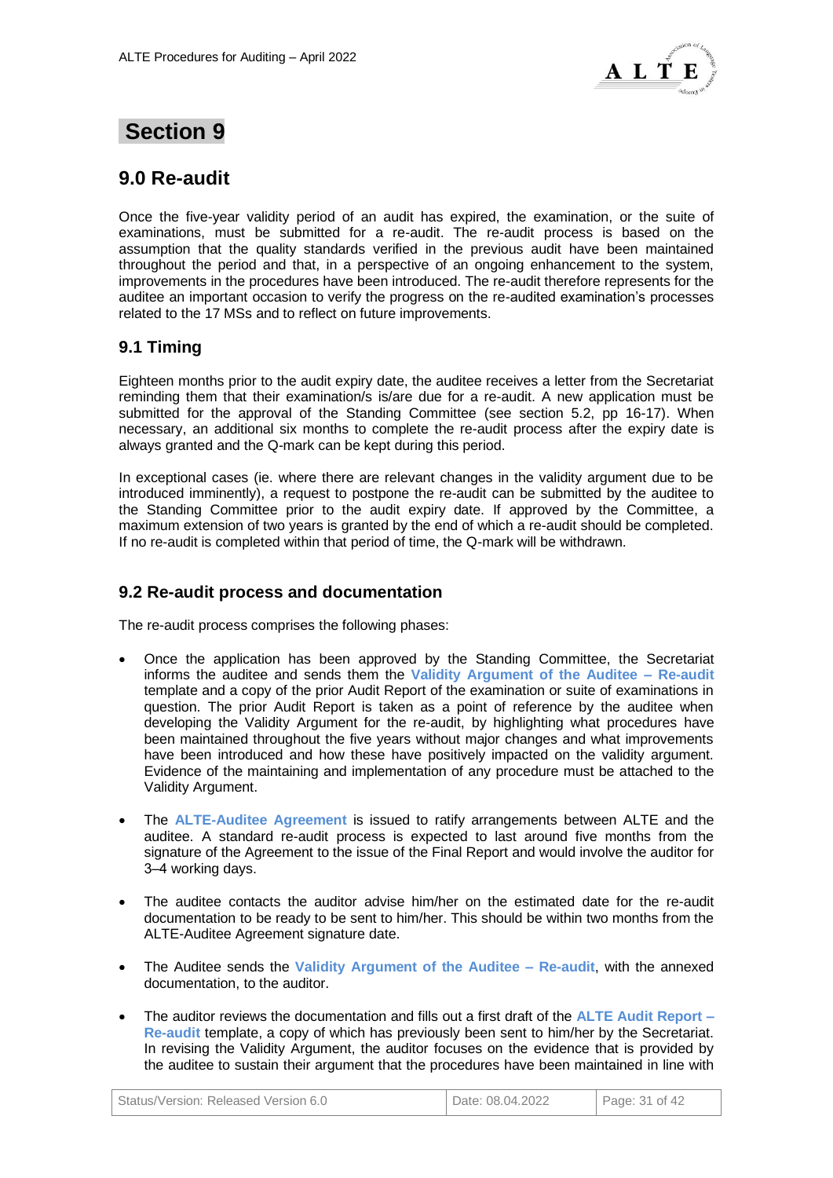# Section 9

## 9.0 Re-audit

Once the five-year validity period of an audit has expired, the examination, or the suite of examinations, must be submitted for a re-audit. The re-audit process is based on the assumption that the quality standards verified in the previous audit have been maintained throughout the period and that, in a perspective of an ongoing enhancement to the system, improvements in the procedures have been introduced. The re-audit therefore represents for the auditee an important occasion to verify the progress on the re-audited examination's processes related to the 17 MSs and to reflect on future improvements.

### 9.1 Timing

Eighteen months prior to the audit expiry date, the auditee receives a letter from the Secretariat reminding them that their examination/s is/are due for a re-audit. A new application must be submitted for the approval of the Standing Committee (see section 5.2, pp 16-17). When necessary, an additional six months to complete the re-audit process after the expiry date is always granted and the Q-mark can be kept during this period.

In exceptional cases (ie. where there are relevant changes in the validity argument due to be introduced imminently), a request to postpone the re-audit can be submitted by the auditee to the Standing Committee prior to the audit expiry date. If approved by the Committee, a maximum extension of two years is granted by the end of which a re-audit should be completed. If no re-audit is completed within that period of time, the Q-mark will be withdrawn.

### 9.2 Re-audit process and documentation

The re-audit process comprises the following phases:

- Once the application has been approved by the Standing Committee, the Secretariat informs the auditee and sends them the **Validity Argument of the Auditee – Re-audit** template and a copy of the prior Audit Report of the examination or suite of examinations in question. The prior Audit Report is taken as a point of reference by the auditee when developing the Validity Argument for the re-audit, by highlighting what procedures have been maintained throughout the five years without major changes and what improvements have been introduced and how these have positively impacted on the validity argument. Evidence of the maintaining and implementation of any procedure must be attached to the Validity Argument.

- The **ALTE-Auditee Agreement** is issued to ratify arrangements between ALTE and the auditee. A standard re-audit process is expected to last around five months from the signature of the Agreement to the issue of the Final Report and would involve the auditor for 3–4 working days.

- The auditee contacts the auditor advise him/her on the estimated date for the re-audit documentation to be ready to be sent to him/her. This should be within two months from the ALTE-Auditee Agreement signature date.

- The Auditee sends the **Validity Argument of the Auditee – Re-audit**, with the annexed documentation, to the auditor.

- The auditor reviews the documentation and fills out a first draft of the **ALTE Audit Report – Re-audit** template, a copy of which has previously been sent to him/her by the Secretariat. In revising the Validity Argument, the auditor focuses on the evidence that is provided by the auditee to sustain their argument that the procedures have been maintained in line with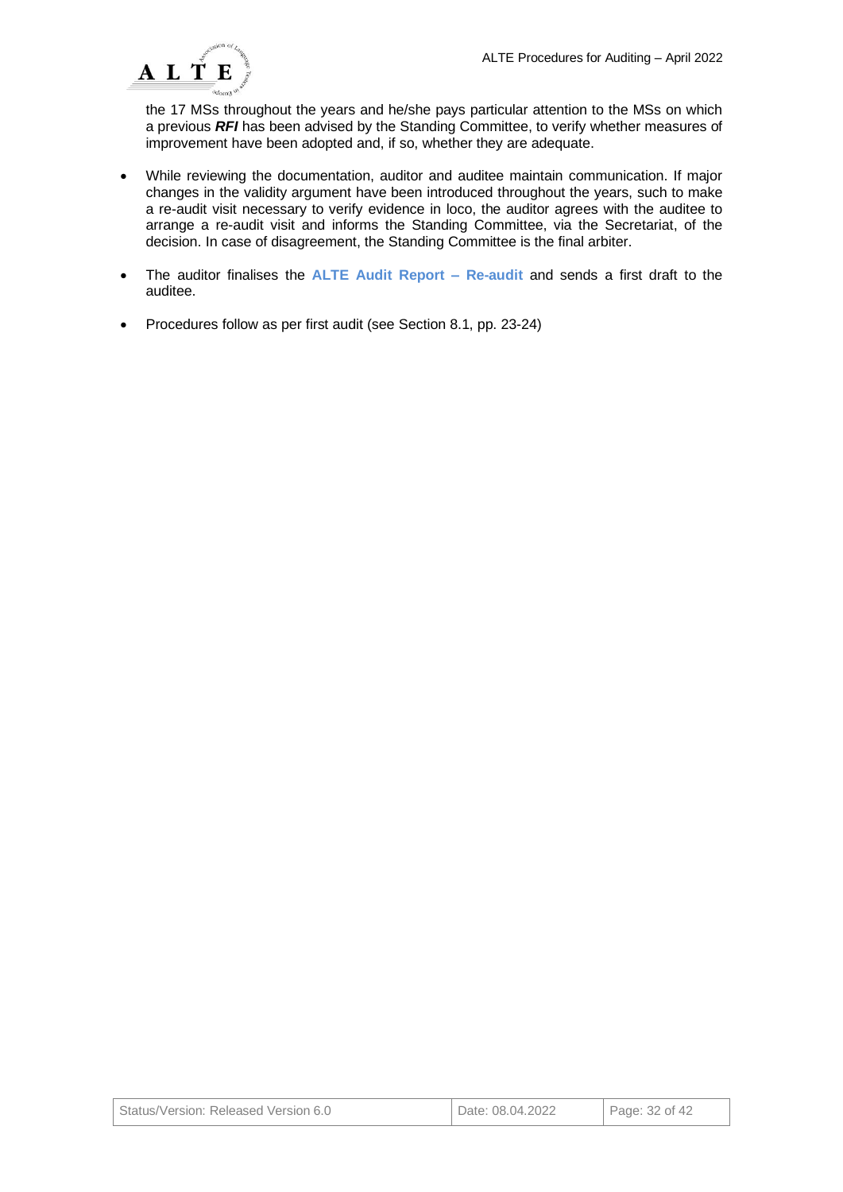the 17 MSs throughout the years and he/she pays particular attention to the MSs on which a previous ***RFI*** has been advised by the Standing Committee, to verify whether measures of improvement have been adopted and, if so, whether they are adequate.

- While reviewing the documentation, auditor and auditee maintain communication. If major changes in the validity argument have been introduced throughout the years, such to make a re-audit visit necessary to verify evidence in loco, the auditor agrees with the auditee to arrange a re-audit visit and informs the Standing Committee, via the Secretariat, of the decision. In case of disagreement, the Standing Committee is the final arbiter.

- The auditor finalises the **ALTE Audit Report – Re-audit** and sends a first draft to the auditee.

- Procedures follow as per first audit (see Section 8.1, pp. 23-24)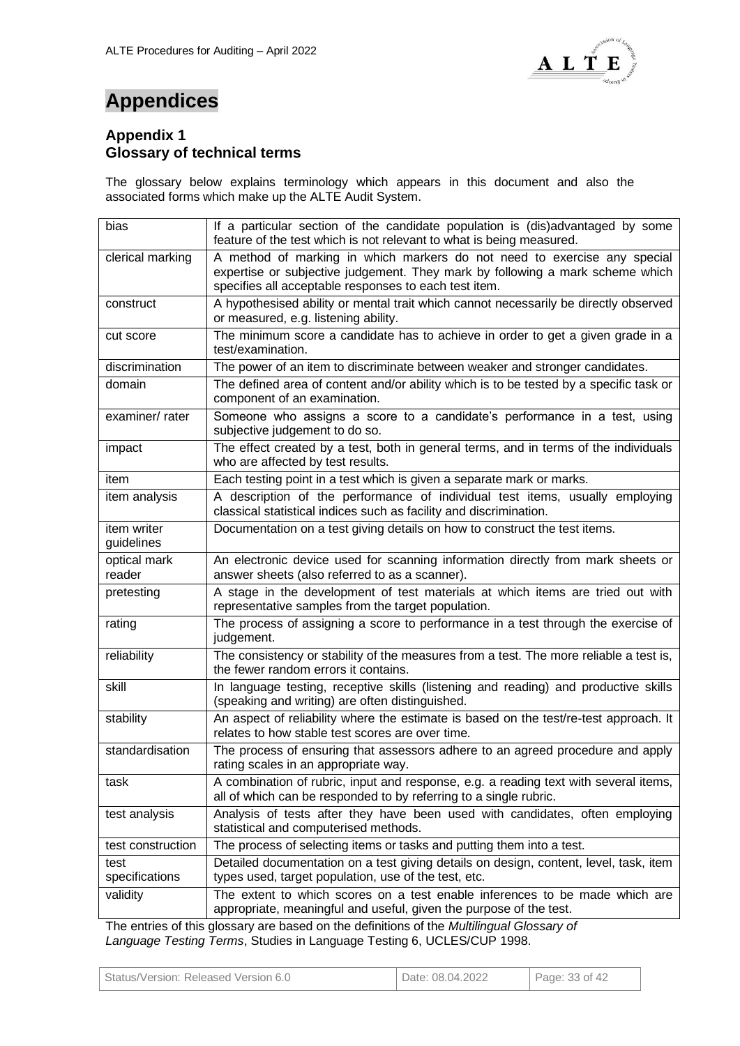# Appendices

## Appendix 1
## Glossary of technical terms

The glossary below explains terminology which appears in this document and also the associated forms which make up the ALTE Audit System.

| | |
|---|---|
| bias | If a particular section of the candidate population is (dis)advantaged by some feature of the test which is not relevant to what is being measured. |
| clerical marking | A method of marking in which markers do not need to exercise any special expertise or subjective judgement. They mark by following a mark scheme which specifies all acceptable responses to each test item. |
| construct | A hypothesised ability or mental trait which cannot necessarily be directly observed or measured, e.g. listening ability. |
| cut score | The minimum score a candidate has to achieve in order to get a given grade in a test/examination. |
| discrimination | The power of an item to discriminate between weaker and stronger candidates. |
| domain | The defined area of content and/or ability which is to be tested by a specific task or component of an examination. |
| examiner/ rater | Someone who assigns a score to a candidate's performance in a test, using subjective judgement to do so. |
| impact | The effect created by a test, both in general terms, and in terms of the individuals who are affected by test results. |
| item | Each testing point in a test which is given a separate mark or marks. |
| item analysis | A description of the performance of individual test items, usually employing classical statistical indices such as facility and discrimination. |
| item writer guidelines | Documentation on a test giving details on how to construct the test items. |
| optical mark reader | An electronic device used for scanning information directly from mark sheets or answer sheets (also referred to as a scanner). |
| pretesting | A stage in the development of test materials at which items are tried out with representative samples from the target population. |
| rating | The process of assigning a score to performance in a test through the exercise of judgement. |
| reliability | The consistency or stability of the measures from a test. The more reliable a test is, the fewer random errors it contains. |
| skill | In language testing, receptive skills (listening and reading) and productive skills (speaking and writing) are often distinguished. |
| stability | An aspect of reliability where the estimate is based on the test/re-test approach. It relates to how stable test scores are over time. |
| standardisation | The process of ensuring that assessors adhere to an agreed procedure and apply rating scales in an appropriate way. |
| task | A combination of rubric, input and response, e.g. a reading text with several items, all of which can be responded to by referring to a single rubric. |
| test analysis | Analysis of tests after they have been used with candidates, often employing statistical and computerised methods. |
| test construction | The process of selecting items or tasks and putting them into a test. |
| test specifications | Detailed documentation on a test giving details on design, content, level, task, item types used, target population, use of the test, etc. |
| validity | The extent to which scores on a test enable inferences to be made which are appropriate, meaningful and useful, given the purpose of the test. |

The entries of this glossary are based on the definitions of the *Multilingual Glossary of Language Testing Terms*, Studies in Language Testing 6, UCLES/CUP 1998.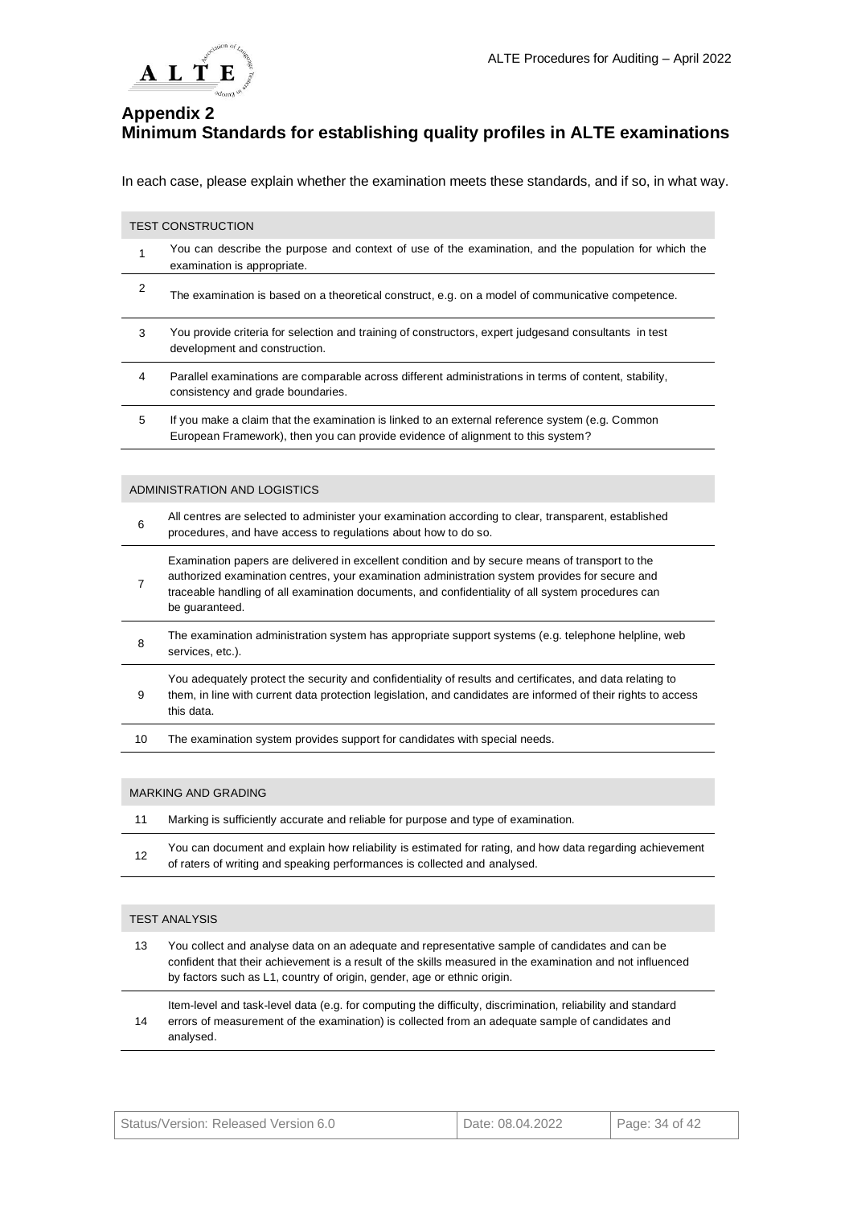## Appendix 2
## Minimum Standards for establishing quality profiles in ALTE examinations

In each case, please explain whether the examination meets these standards, and if so, in what way.

| TEST CONSTRUCTION | |
|---|---|
| 1 | You can describe the purpose and context of use of the examination, and the population for which the examination is appropriate. |
| 2 | The examination is based on a theoretical construct, e.g. on a model of communicative competence. |
| 3 | You provide criteria for selection and training of constructors, expert judgesand consultants in test development and construction. |
| 4 | Parallel examinations are comparable across different administrations in terms of content, stability, consistency and grade boundaries. |
| 5 | If you make a claim that the examination is linked to an external reference system (e.g. Common European Framework), then you can provide evidence of alignment to this system? |

| ADMINISTRATION AND LOGISTICS | |
|---|---|
| 6 | All centres are selected to administer your examination according to clear, transparent, established procedures, and have access to regulations about how to do so. |
| 7 | Examination papers are delivered in excellent condition and by secure means of transport to the authorized examination centres, your examination administration system provides for secure and traceable handling of all examination documents, and confidentiality of all system procedures can be guaranteed. |
| 8 | The examination administration system has appropriate support systems (e.g. telephone helpline, web services, etc.). |
| 9 | You adequately protect the security and confidentiality of results and certificates, and data relating to them, in line with current data protection legislation, and candidates are informed of their rights to access this data. |
| 10 | The examination system provides support for candidates with special needs. |

| MARKING AND GRADING | |
|---|---|
| 11 | Marking is sufficiently accurate and reliable for purpose and type of examination. |
| 12 | You can document and explain how reliability is estimated for rating, and how data regarding achievement of raters of writing and speaking performances is collected and analysed. |

| TEST ANALYSIS | |
|---|---|
| 13 | You collect and analyse data on an adequate and representative sample of candidates and can be confident that their achievement is a result of the skills measured in the examination and not influenced by factors such as L1, country of origin, gender, age or ethnic origin. |
| 14 | Item-level and task-level data (e.g. for computing the difficulty, discrimination, reliability and standard errors of measurement of the examination) is collected from an adequate sample of candidates and analysed. |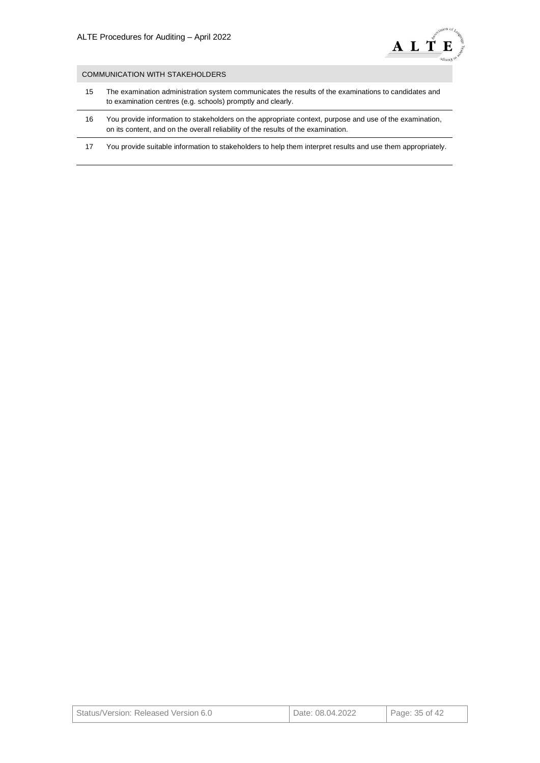| COMMUNICATION WITH STAKEHOLDERS | |
|---|---|
| 15 | The examination administration system communicates the results of the examinations to candidates and to examination centres (e.g. schools) promptly and clearly. |
| 16 | You provide information to stakeholders on the appropriate context, purpose and use of the examination, on its content, and on the overall reliability of the results of the examination. |
| 17 | You provide suitable information to stakeholders to help them interpret results and use them appropriately. |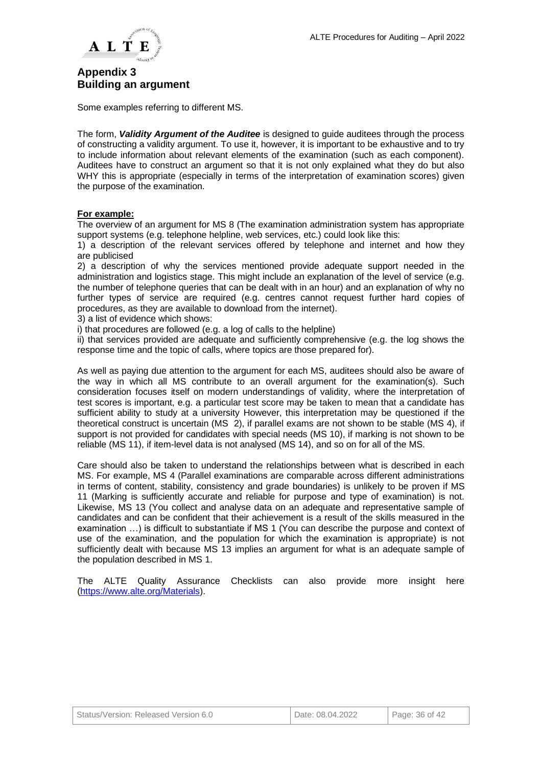# Appendix 3
# Building an argument

Some examples referring to different MS.

The form, ***Validity Argument of the Auditee*** is designed to guide auditees through the process of constructing a validity argument. To use it, however, it is important to be exhaustive and to try to include information about relevant elements of the examination (such as each component). Auditees have to construct an argument so that it is not only explained what they do but also WHY this is appropriate (especially in terms of the interpretation of examination scores) given the purpose of the examination.

**For example:**

The overview of an argument for MS 8 (The examination administration system has appropriate support systems (e.g. telephone helpline, web services, etc.) could look like this:

1) a description of the relevant services offered by telephone and internet and how they are publicised

2) a description of why the services mentioned provide adequate support needed in the administration and logistics stage. This might include an explanation of the level of service (e.g. the number of telephone queries that can be dealt with in an hour) and an explanation of why no further types of service are required (e.g. centres cannot request further hard copies of procedures, as they are available to download from the internet).

3) a list of evidence which shows:

i) that procedures are followed (e.g. a log of calls to the helpline)

ii) that services provided are adequate and sufficiently comprehensive (e.g. the log shows the response time and the topic of calls, where topics are those prepared for).

As well as paying due attention to the argument for each MS, auditees should also be aware of the way in which all MS contribute to an overall argument for the examination(s). Such consideration focuses itself on modern understandings of validity, where the interpretation of test scores is important, e.g. a particular test score may be taken to mean that a candidate has sufficient ability to study at a university However, this interpretation may be questioned if the theoretical construct is uncertain (MS 2), if parallel exams are not shown to be stable (MS 4), if support is not provided for candidates with special needs (MS 10), if marking is not shown to be reliable (MS 11), if item-level data is not analysed (MS 14), and so on for all of the MS.

Care should also be taken to understand the relationships between what is described in each MS. For example, MS 4 (Parallel examinations are comparable across different administrations in terms of content, stability, consistency and grade boundaries) is unlikely to be proven if MS 11 (Marking is sufficiently accurate and reliable for purpose and type of examination) is not. Likewise, MS 13 (You collect and analyse data on an adequate and representative sample of candidates and can be confident that their achievement is a result of the skills measured in the examination …) is difficult to substantiate if MS 1 (You can describe the purpose and context of use of the examination, and the population for which the examination is appropriate) is not sufficiently dealt with because MS 13 implies an argument for what is an adequate sample of the population described in MS 1.

The ALTE Quality Assurance Checklists can also provide more insight here (https://www.alte.org/Materials).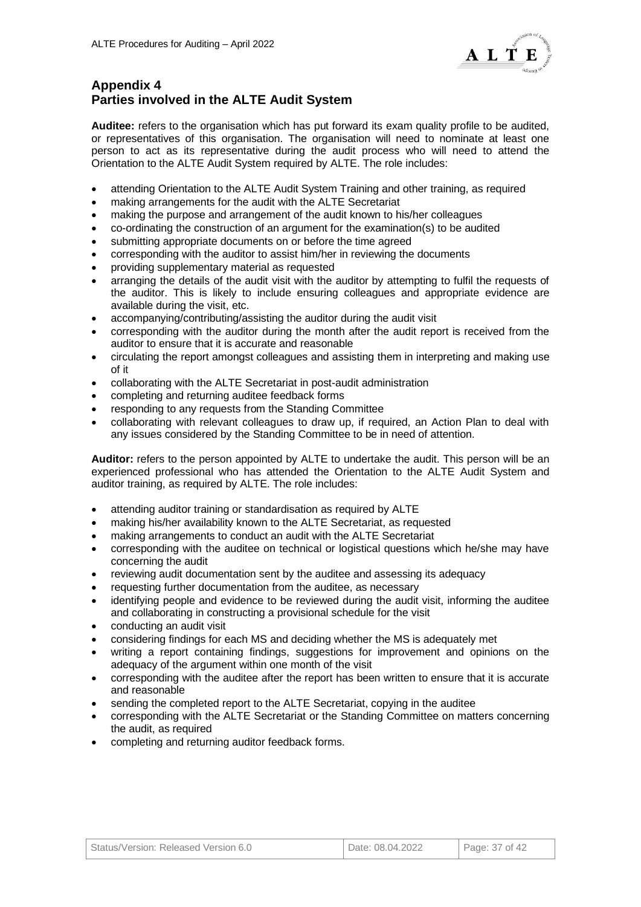## Appendix 4
## Parties involved in the ALTE Audit System

**Auditee:** refers to the organisation which has put forward its exam quality profile to be audited, or representatives of this organisation. The organisation will need to nominate at least one person to act as its representative during the audit process who will need to attend the Orientation to the ALTE Audit System required by ALTE. The role includes:

- attending Orientation to the ALTE Audit System Training and other training, as required
- making arrangements for the audit with the ALTE Secretariat
- making the purpose and arrangement of the audit known to his/her colleagues
- co-ordinating the construction of an argument for the examination(s) to be audited
- submitting appropriate documents on or before the time agreed
- corresponding with the auditor to assist him/her in reviewing the documents
- providing supplementary material as requested
- arranging the details of the audit visit with the auditor by attempting to fulfil the requests of the auditor. This is likely to include ensuring colleagues and appropriate evidence are available during the visit, etc.
- accompanying/contributing/assisting the auditor during the audit visit
- corresponding with the auditor during the month after the audit report is received from the auditor to ensure that it is accurate and reasonable
- circulating the report amongst colleagues and assisting them in interpreting and making use of it
- collaborating with the ALTE Secretariat in post-audit administration
- completing and returning auditee feedback forms
- responding to any requests from the Standing Committee
- collaborating with relevant colleagues to draw up, if required, an Action Plan to deal with any issues considered by the Standing Committee to be in need of attention.

**Auditor:** refers to the person appointed by ALTE to undertake the audit. This person will be an experienced professional who has attended the Orientation to the ALTE Audit System and auditor training, as required by ALTE. The role includes:

- attending auditor training or standardisation as required by ALTE
- making his/her availability known to the ALTE Secretariat, as requested
- making arrangements to conduct an audit with the ALTE Secretariat
- corresponding with the auditee on technical or logistical questions which he/she may have concerning the audit
- reviewing audit documentation sent by the auditee and assessing its adequacy
- requesting further documentation from the auditee, as necessary
- identifying people and evidence to be reviewed during the audit visit, informing the auditee and collaborating in constructing a provisional schedule for the visit
- conducting an audit visit
- considering findings for each MS and deciding whether the MS is adequately met
- writing a report containing findings, suggestions for improvement and opinions on the adequacy of the argument within one month of the visit
- corresponding with the auditee after the report has been written to ensure that it is accurate and reasonable
- sending the completed report to the ALTE Secretariat, copying in the auditee
- corresponding with the ALTE Secretariat or the Standing Committee on matters concerning the audit, as required
- completing and returning auditor feedback forms.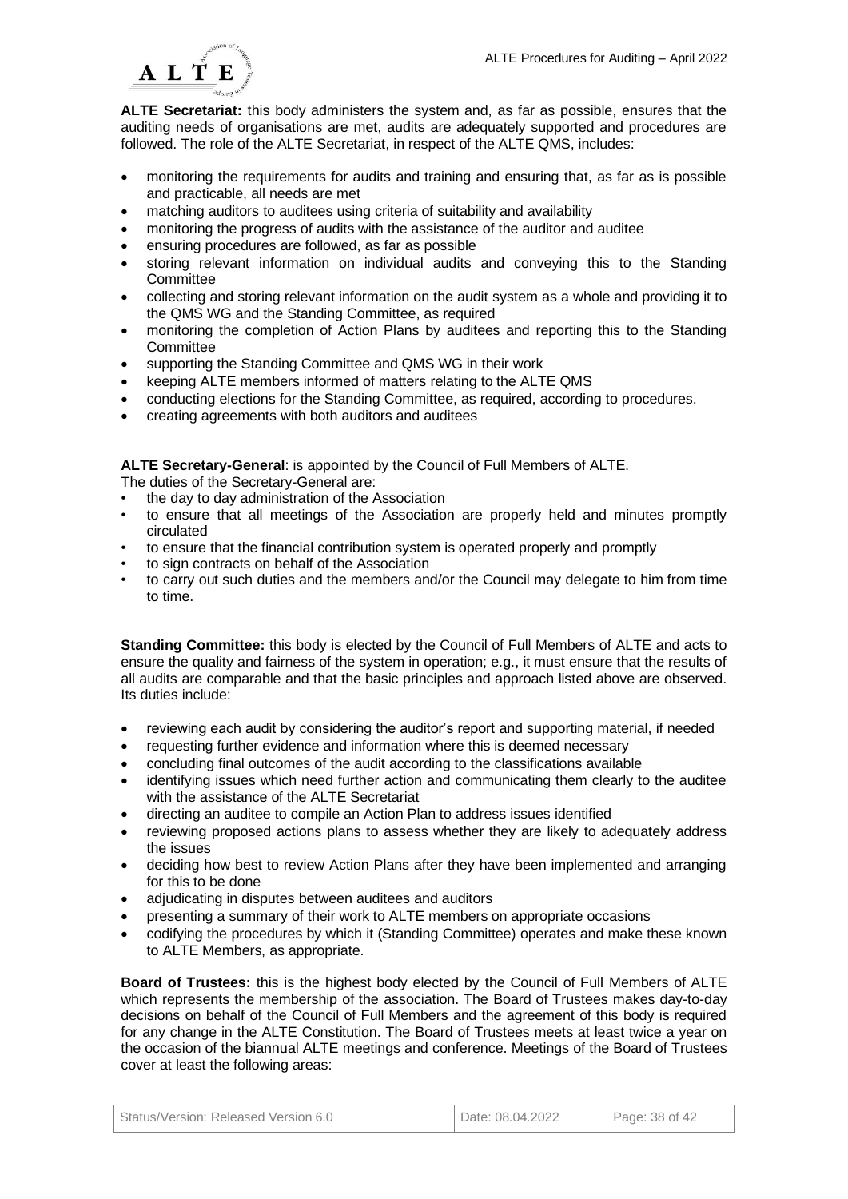**ALTE Secretariat:** this body administers the system and, as far as possible, ensures that the auditing needs of organisations are met, audits are adequately supported and procedures are followed. The role of the ALTE Secretariat, in respect of the ALTE QMS, includes:

- monitoring the requirements for audits and training and ensuring that, as far as is possible and practicable, all needs are met
- matching auditors to auditees using criteria of suitability and availability
- monitoring the progress of audits with the assistance of the auditor and auditee
- ensuring procedures are followed, as far as possible
- storing relevant information on individual audits and conveying this to the Standing Committee
- collecting and storing relevant information on the audit system as a whole and providing it to the QMS WG and the Standing Committee, as required
- monitoring the completion of Action Plans by auditees and reporting this to the Standing Committee
- supporting the Standing Committee and QMS WG in their work
- keeping ALTE members informed of matters relating to the ALTE QMS
- conducting elections for the Standing Committee, as required, according to procedures.
- creating agreements with both auditors and auditees

**ALTE Secretary-General**: is appointed by the Council of Full Members of ALTE.
The duties of the Secretary-General are:

- the day to day administration of the Association
- to ensure that all meetings of the Association are properly held and minutes promptly circulated
- to ensure that the financial contribution system is operated properly and promptly
- to sign contracts on behalf of the Association
- to carry out such duties and the members and/or the Council may delegate to him from time to time.

**Standing Committee:** this body is elected by the Council of Full Members of ALTE and acts to ensure the quality and fairness of the system in operation; e.g., it must ensure that the results of all audits are comparable and that the basic principles and approach listed above are observed. Its duties include:

- reviewing each audit by considering the auditor's report and supporting material, if needed
- requesting further evidence and information where this is deemed necessary
- concluding final outcomes of the audit according to the classifications available
- identifying issues which need further action and communicating them clearly to the auditee with the assistance of the ALTE Secretariat
- directing an auditee to compile an Action Plan to address issues identified
- reviewing proposed actions plans to assess whether they are likely to adequately address the issues
- deciding how best to review Action Plans after they have been implemented and arranging for this to be done
- adjudicating in disputes between auditees and auditors
- presenting a summary of their work to ALTE members on appropriate occasions
- codifying the procedures by which it (Standing Committee) operates and make these known to ALTE Members, as appropriate.

**Board of Trustees:** this is the highest body elected by the Council of Full Members of ALTE which represents the membership of the association. The Board of Trustees makes day-to-day decisions on behalf of the Council of Full Members and the agreement of this body is required for any change in the ALTE Constitution. The Board of Trustees meets at least twice a year on the occasion of the biannual ALTE meetings and conference. Meetings of the Board of Trustees cover at least the following areas: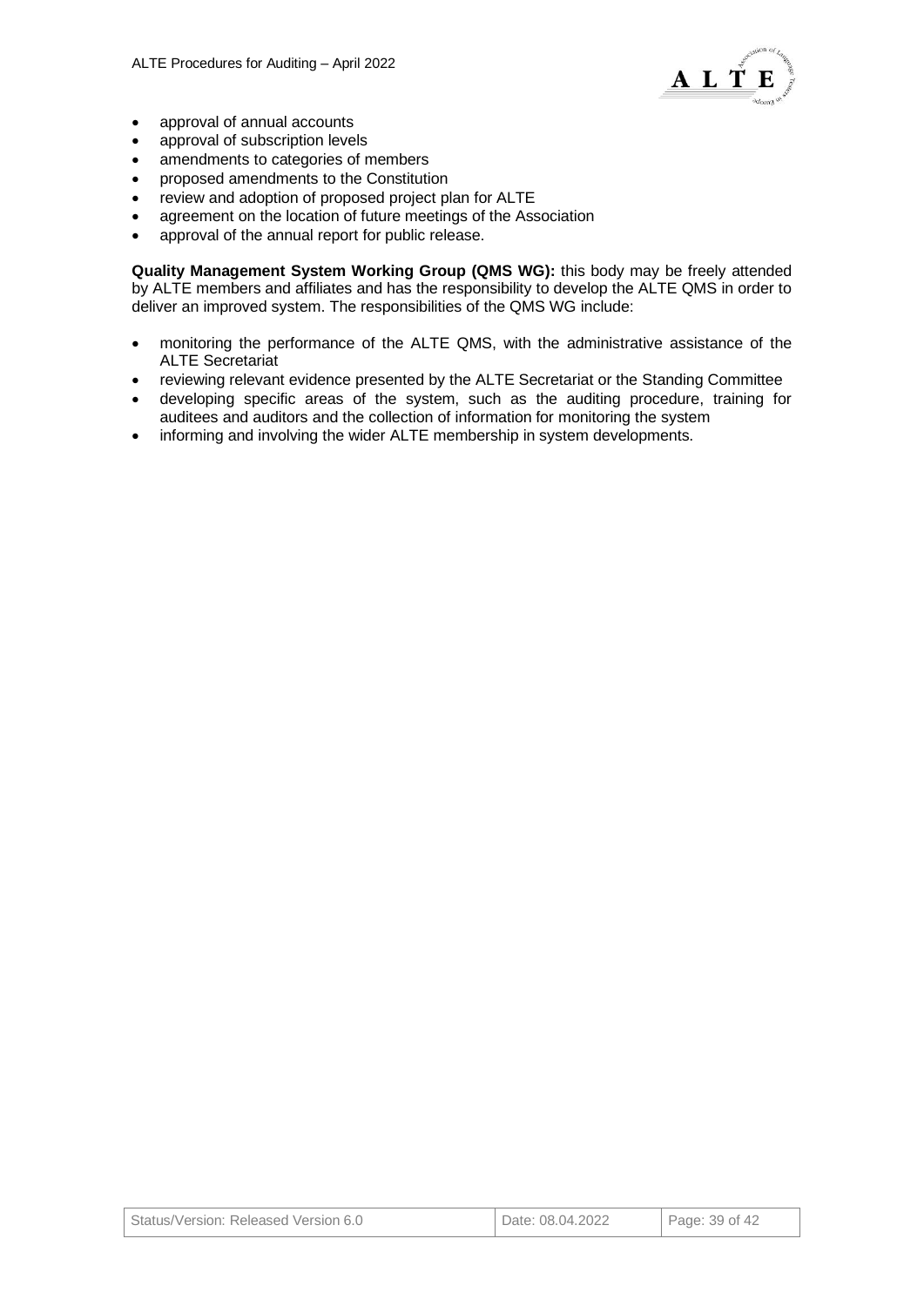- approval of annual accounts
- approval of subscription levels
- amendments to categories of members
- proposed amendments to the Constitution
- review and adoption of proposed project plan for ALTE
- agreement on the location of future meetings of the Association
- approval of the annual report for public release.

**Quality Management System Working Group (QMS WG):** this body may be freely attended by ALTE members and affiliates and has the responsibility to develop the ALTE QMS in order to deliver an improved system. The responsibilities of the QMS WG include:

- monitoring the performance of the ALTE QMS, with the administrative assistance of the ALTE Secretariat
- reviewing relevant evidence presented by the ALTE Secretariat or the Standing Committee
- developing specific areas of the system, such as the auditing procedure, training for auditees and auditors and the collection of information for monitoring the system
- informing and involving the wider ALTE membership in system developments.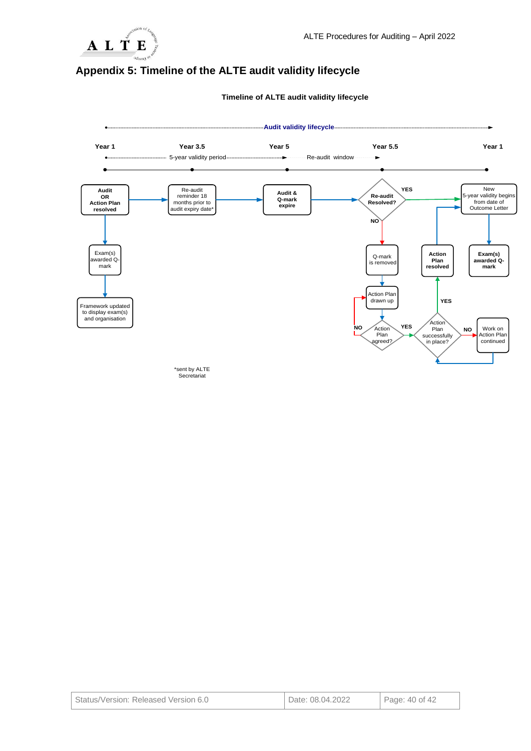# Appendix 5: Timeline of the ALTE audit validity lifecycle

**Timeline of ALTE audit validity lifecycle**

Audit validity lifecycle

**Year 1** — **Year 3.5** — **Year 5** — **Year 5.5** — **Year 1**

5-year validity period | Re-audit window

- **Audit OR Action Plan resolved** → Exam(s) awarded Q-mark → Framework updated to display exam(s) and organisation
- **Audit OR Action Plan resolved** → Re-audit reminder 18 months prior to audit expiry date* → **Audit & Q-mark expire** → **Re-audit Resolved?**
  - YES → New 5-year validity begins from date of Outcome Letter → **Exam(s) awarded Q-mark**
  - NO → Q-mark is removed → Action Plan drawn up → Action Plan agreed?
    - NO → Action Plan drawn up
    - YES → Action Plan successfully in place?
      - YES → **Action Plan resolved** → New 5-year validity begins from date of Outcome Letter
      - NO → Work on Action Plan continued → Action Plan successfully in place?

*sent by ALTE Secretariat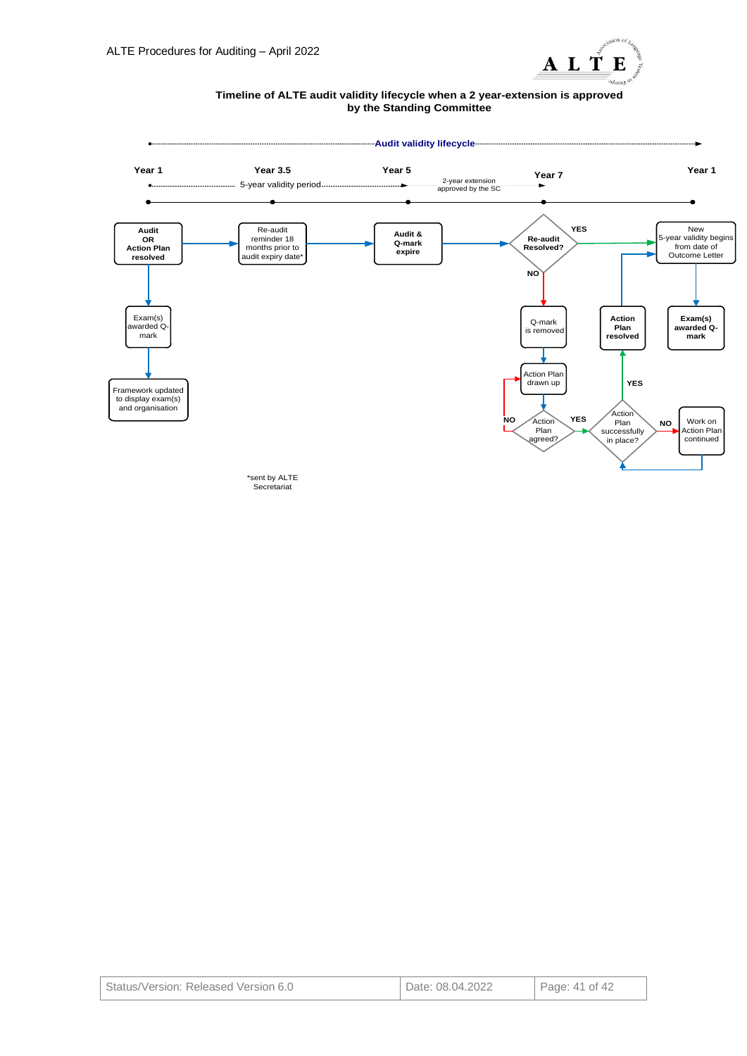**Timeline of ALTE audit validity lifecycle when a 2 year-extension is approved by the Standing Committee**

Audit validity lifecycle

Year 1 — Year 3.5 — Year 5 — Year 7 — Year 1

5-year validity period

2-year extension approved by the SC

Audit OR Action Plan resolved

Re-audit reminder 18 months prior to audit expiry date*

Audit & Q-mark expire

Re-audit Resolved?

YES

New 5-year validity begins from date of Outcome Letter

NO

Exam(s) awarded Q-mark

Framework updated to display exam(s) and organisation

Q-mark is removed

Action Plan resolved

Exam(s) awarded Q-mark

Action Plan drawn up

YES

NO

Action Plan agreed?

YES

Action Plan successfully in place?

NO

Work on Action Plan continued

*sent by ALTE Secretariat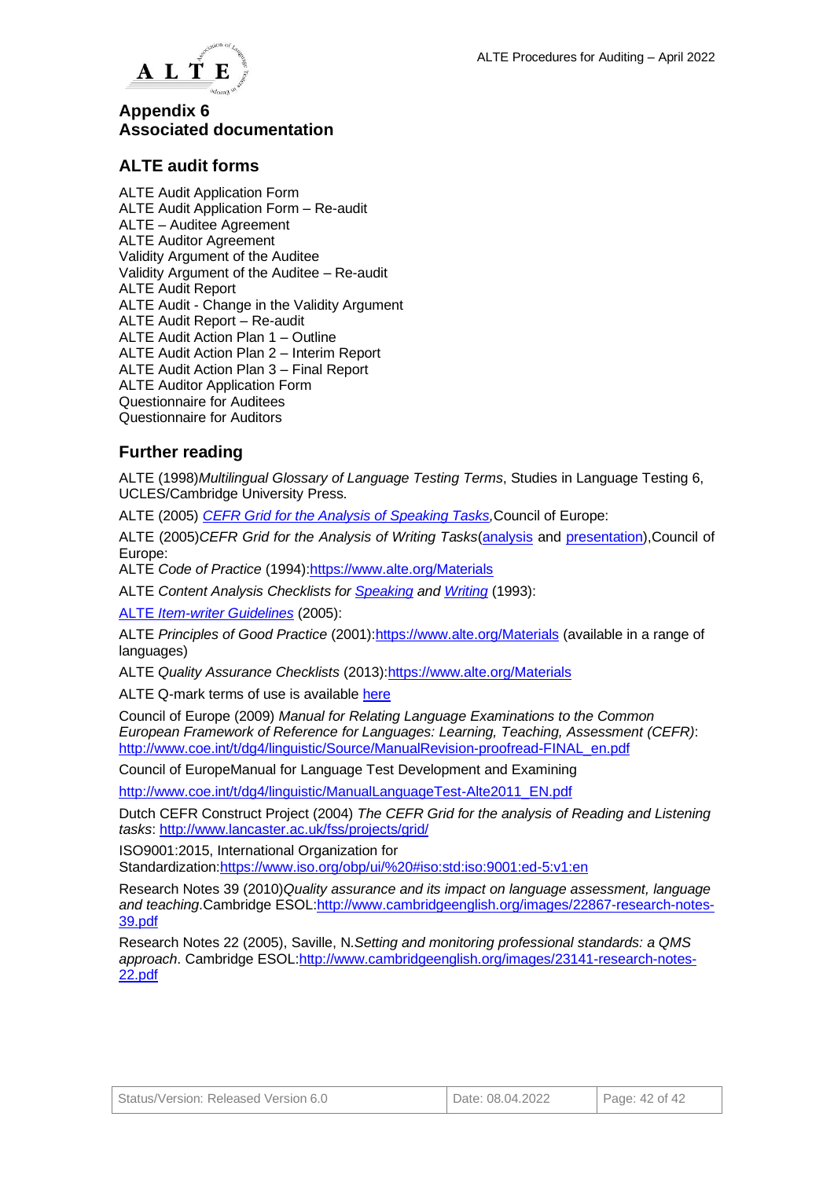## Appendix 6
## Associated documentation

### ALTE audit forms

ALTE Audit Application Form
ALTE Audit Application Form – Re-audit
ALTE – Auditee Agreement
ALTE Auditor Agreement
Validity Argument of the Auditee
Validity Argument of the Auditee – Re-audit
ALTE Audit Report
ALTE Audit - Change in the Validity Argument
ALTE Audit Report – Re-audit
ALTE Audit Action Plan 1 – Outline
ALTE Audit Action Plan 2 – Interim Report
ALTE Audit Action Plan 3 – Final Report
ALTE Auditor Application Form
Questionnaire for Auditees
Questionnaire for Auditors

### Further reading

ALTE (1998)*Multilingual Glossary of Language Testing Terms*, Studies in Language Testing 6, UCLES/Cambridge University Press.

ALTE (2005) *CEFR Grid for the Analysis of Speaking Tasks*,Council of Europe:

ALTE (2005)*CEFR Grid for the Analysis of Writing Tasks*(analysis and presentation),Council of Europe:

ALTE *Code of Practice* (1994):https://www.alte.org/Materials

ALTE *Content Analysis Checklists for Speaking and Writing* (1993):

ALTE *Item-writer Guidelines* (2005):

ALTE *Principles of Good Practice* (2001):https://www.alte.org/Materials (available in a range of languages)

ALTE *Quality Assurance Checklists* (2013):https://www.alte.org/Materials

ALTE Q-mark terms of use is available here

Council of Europe (2009) *Manual for Relating Language Examinations to the Common European Framework of Reference for Languages: Learning, Teaching, Assessment (CEFR)*: http://www.coe.int/t/dg4/linguistic/Source/ManualRevision-proofread-FINAL_en.pdf

Council of EuropeManual for Language Test Development and Examining

http://www.coe.int/t/dg4/linguistic/ManualLanguageTest-Alte2011_EN.pdf

Dutch CEFR Construct Project (2004) *The CEFR Grid for the analysis of Reading and Listening tasks*: http://www.lancaster.ac.uk/fss/projects/grid/

ISO9001:2015, International Organization for Standardization:https://www.iso.org/obp/ui/%20#iso:std:iso:9001:ed-5:v1:en

Research Notes 39 (2010)*Quality assurance and its impact on language assessment, language and teaching*.Cambridge ESOL:http://www.cambridgeenglish.org/images/22867-research-notes-39.pdf

Research Notes 22 (2005), Saville, N.*Setting and monitoring professional standards: a QMS approach*. Cambridge ESOL:http://www.cambridgeenglish.org/images/23141-research-notes-22.pdf